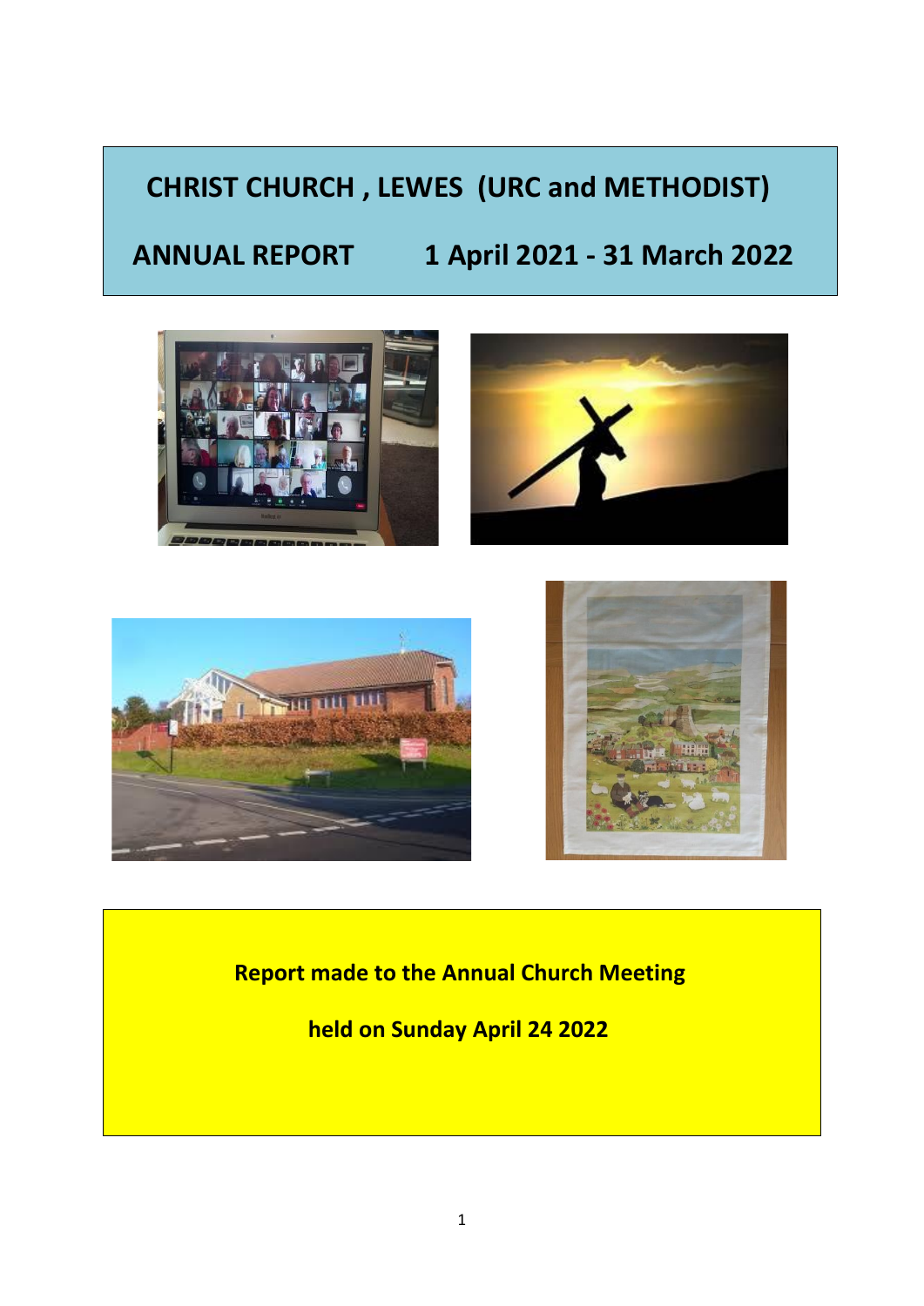# CHRIST CHURCH , LEWES (URC and METHODIST)

## ANNUAL REPORT 1 April 2021 - 31 March 2022

**Report made to the Annual Church Meeting**

**held on Sunday April 24 2022**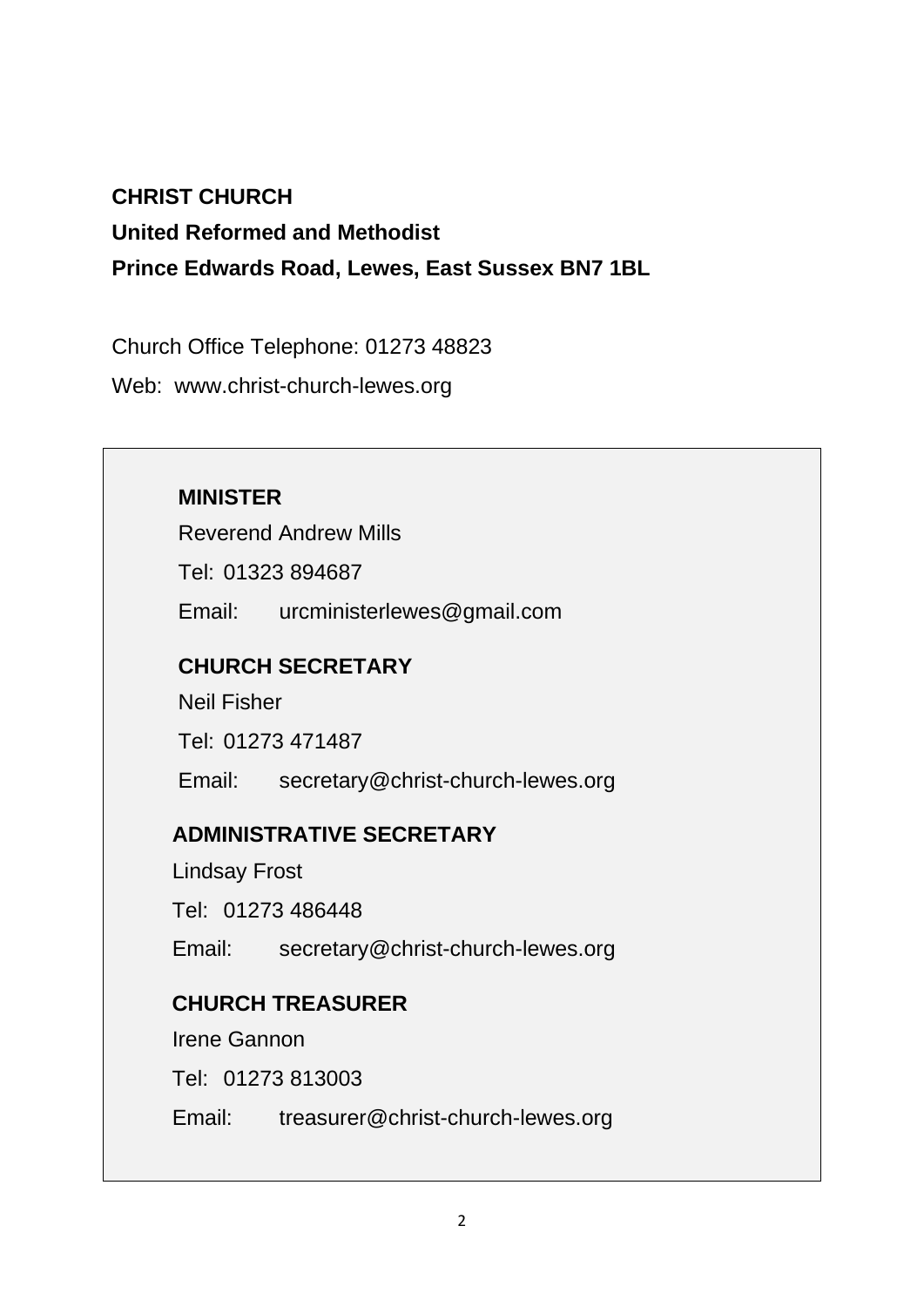**CHRIST CHURCH**

**United Reformed and Methodist**

**Prince Edwards Road, Lewes, East Sussex BN7 1BL**

Church Office Telephone: 01273 48823

Web: www.christ-church-lewes.org

**MINISTER**

Reverend Andrew Mills

Tel: 01323 894687

Email: urcministerlewes@gmail.com

**CHURCH SECRETARY**

Neil Fisher

Tel: 01273 471487

Email: secretary@christ-church-lewes.org

**ADMINISTRATIVE SECRETARY**

Lindsay Frost

Tel: 01273 486448

Email: secretary@christ-church-lewes.org

**CHURCH TREASURER**

Irene Gannon

Tel: 01273 813003

Email: treasurer@christ-church-lewes.org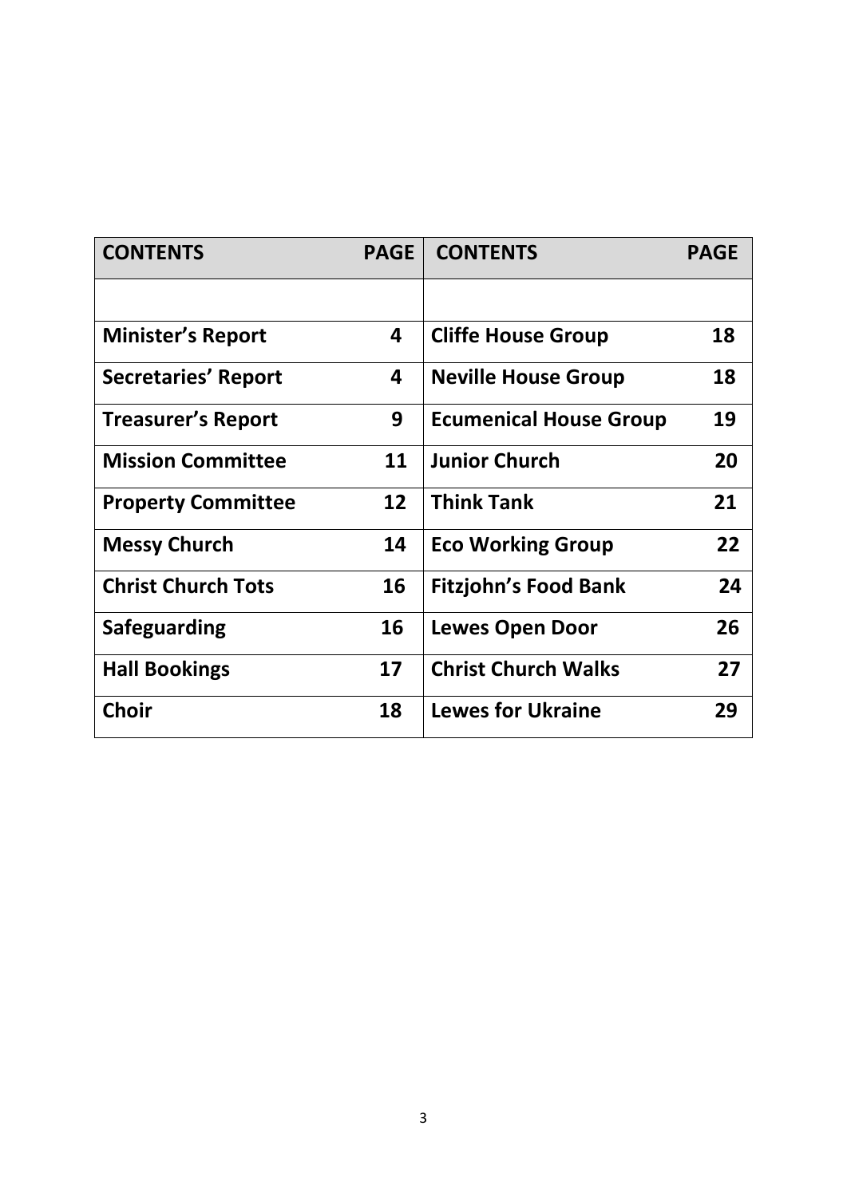| CONTENTS | PAGE | CONTENTS | PAGE |
|---|---|---|---|
| | | | |
| **Minister's Report** | **4** | **Cliffe House Group** | **18** |
| **Secretaries' Report** | **4** | **Neville House Group** | **18** |
| **Treasurer's Report** | **9** | **Ecumenical House Group** | **19** |
| **Mission Committee** | **11** | **Junior Church** | **20** |
| **Property Committee** | **12** | **Think Tank** | **21** |
| **Messy Church** | **14** | **Eco Working Group** | **22** |
| **Christ Church Tots** | **16** | **Fitzjohn's Food Bank** | **24** |
| **Safeguarding** | **16** | **Lewes Open Door** | **26** |
| **Hall Bookings** | **17** | **Christ Church Walks** | **27** |
| **Choir** | **18** | **Lewes for Ukraine** | **29** |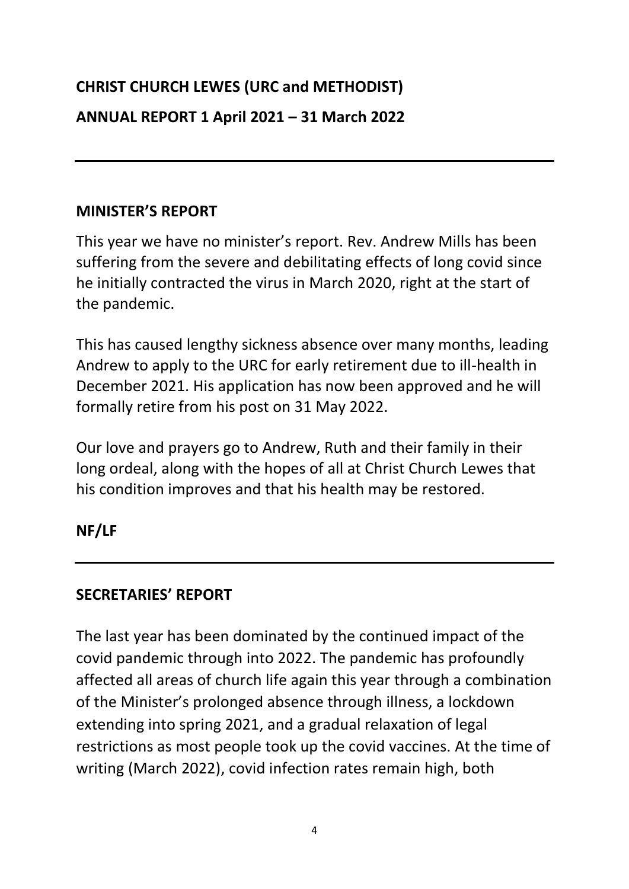**CHRIST CHURCH LEWES (URC and METHODIST)**

**ANNUAL REPORT 1 April 2021 – 31 March 2022**

---

## MINISTER'S REPORT

This year we have no minister's report. Rev. Andrew Mills has been suffering from the severe and debilitating effects of long covid since he initially contracted the virus in March 2020, right at the start of the pandemic.

This has caused lengthy sickness absence over many months, leading Andrew to apply to the URC for early retirement due to ill-health in December 2021. His application has now been approved and he will formally retire from his post on 31 May 2022.

Our love and prayers go to Andrew, Ruth and their family in their long ordeal, along with the hopes of all at Christ Church Lewes that his condition improves and that his health may be restored.

**NF/LF**

---

## SECRETARIES' REPORT

The last year has been dominated by the continued impact of the covid pandemic through into 2022. The pandemic has profoundly affected all areas of church life again this year through a combination of the Minister's prolonged absence through illness, a lockdown extending into spring 2021, and a gradual relaxation of legal restrictions as most people took up the covid vaccines. At the time of writing (March 2022), covid infection rates remain high, both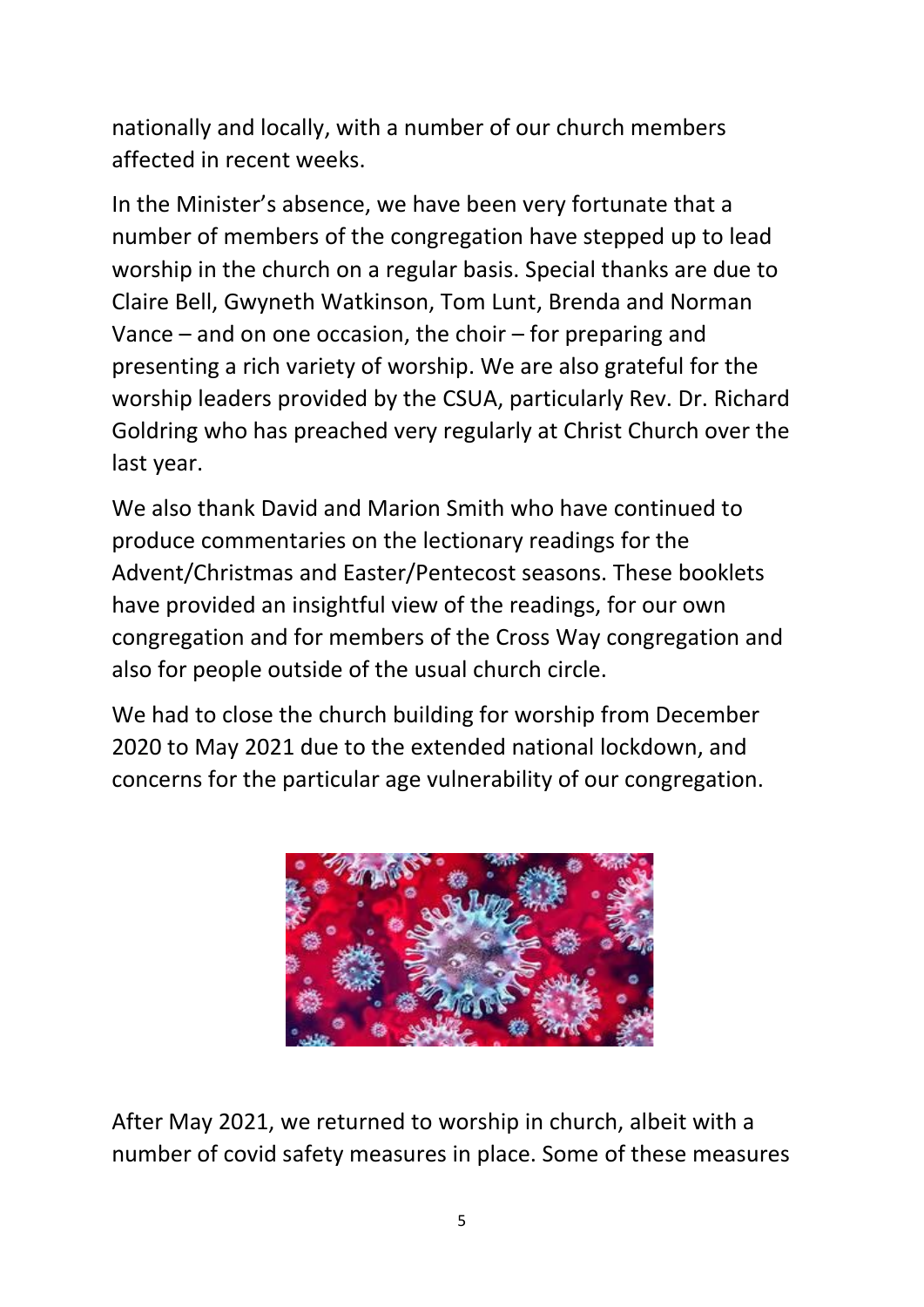nationally and locally, with a number of our church members affected in recent weeks.

In the Minister's absence, we have been very fortunate that a number of members of the congregation have stepped up to lead worship in the church on a regular basis. Special thanks are due to Claire Bell, Gwyneth Watkinson, Tom Lunt, Brenda and Norman Vance – and on one occasion, the choir – for preparing and presenting a rich variety of worship. We are also grateful for the worship leaders provided by the CSUA, particularly Rev. Dr. Richard Goldring who has preached very regularly at Christ Church over the last year.

We also thank David and Marion Smith who have continued to produce commentaries on the lectionary readings for the Advent/Christmas and Easter/Pentecost seasons. These booklets have provided an insightful view of the readings, for our own congregation and for members of the Cross Way congregation and also for people outside of the usual church circle.

We had to close the church building for worship from December 2020 to May 2021 due to the extended national lockdown, and concerns for the particular age vulnerability of our congregation.

After May 2021, we returned to worship in church, albeit with a number of covid safety measures in place. Some of these measures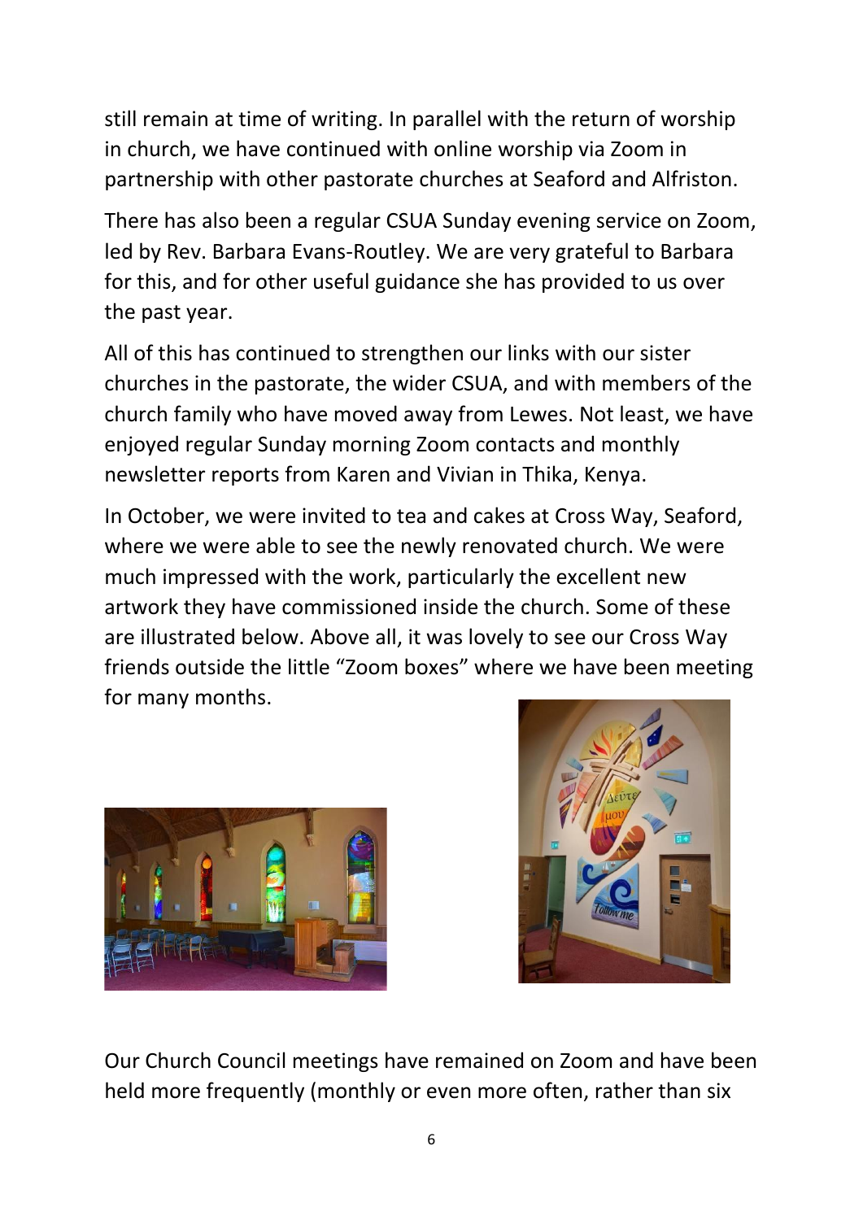still remain at time of writing. In parallel with the return of worship in church, we have continued with online worship via Zoom in partnership with other pastorate churches at Seaford and Alfriston.

There has also been a regular CSUA Sunday evening service on Zoom, led by Rev. Barbara Evans-Routley. We are very grateful to Barbara for this, and for other useful guidance she has provided to us over the past year.

All of this has continued to strengthen our links with our sister churches in the pastorate, the wider CSUA, and with members of the church family who have moved away from Lewes. Not least, we have enjoyed regular Sunday morning Zoom contacts and monthly newsletter reports from Karen and Vivian in Thika, Kenya.

In October, we were invited to tea and cakes at Cross Way, Seaford, where we were able to see the newly renovated church. We were much impressed with the work, particularly the excellent new artwork they have commissioned inside the church. Some of these are illustrated below. Above all, it was lovely to see our Cross Way friends outside the little "Zoom boxes" where we have been meeting for many months.

Our Church Council meetings have remained on Zoom and have been held more frequently (monthly or even more often, rather than six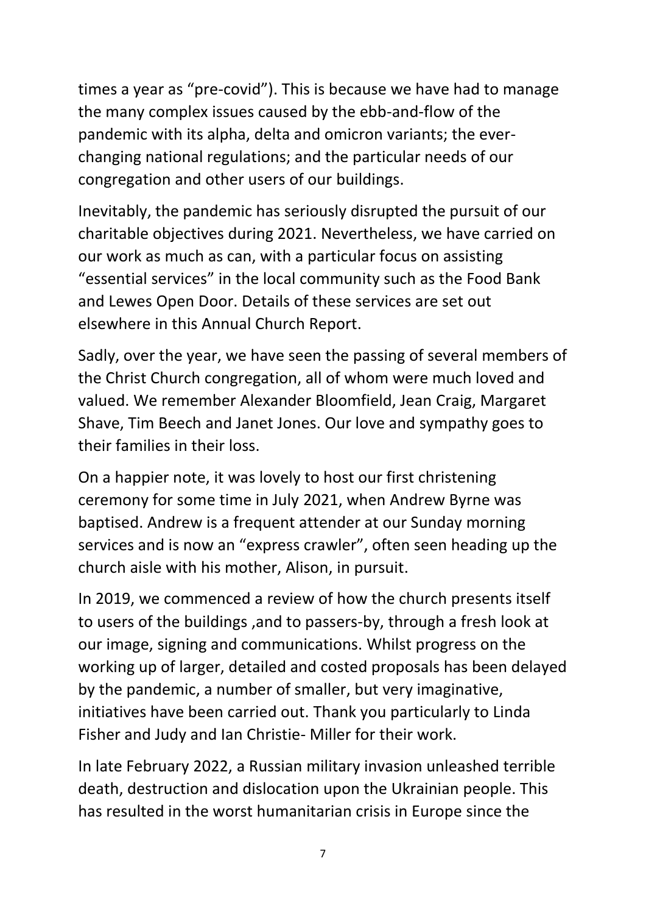times a year as "pre-covid"). This is because we have had to manage the many complex issues caused by the ebb-and-flow of the pandemic with its alpha, delta and omicron variants; the ever-changing national regulations; and the particular needs of our congregation and other users of our buildings.

Inevitably, the pandemic has seriously disrupted the pursuit of our charitable objectives during 2021. Nevertheless, we have carried on our work as much as can, with a particular focus on assisting "essential services" in the local community such as the Food Bank and Lewes Open Door. Details of these services are set out elsewhere in this Annual Church Report.

Sadly, over the year, we have seen the passing of several members of the Christ Church congregation, all of whom were much loved and valued. We remember Alexander Bloomfield, Jean Craig, Margaret Shave, Tim Beech and Janet Jones. Our love and sympathy goes to their families in their loss.

On a happier note, it was lovely to host our first christening ceremony for some time in July 2021, when Andrew Byrne was baptised. Andrew is a frequent attender at our Sunday morning services and is now an "express crawler", often seen heading up the church aisle with his mother, Alison, in pursuit.

In 2019, we commenced a review of how the church presents itself to users of the buildings ,and to passers-by, through a fresh look at our image, signing and communications. Whilst progress on the working up of larger, detailed and costed proposals has been delayed by the pandemic, a number of smaller, but very imaginative, initiatives have been carried out. Thank you particularly to Linda Fisher and Judy and Ian Christie- Miller for their work.

In late February 2022, a Russian military invasion unleashed terrible death, destruction and dislocation upon the Ukrainian people. This has resulted in the worst humanitarian crisis in Europe since the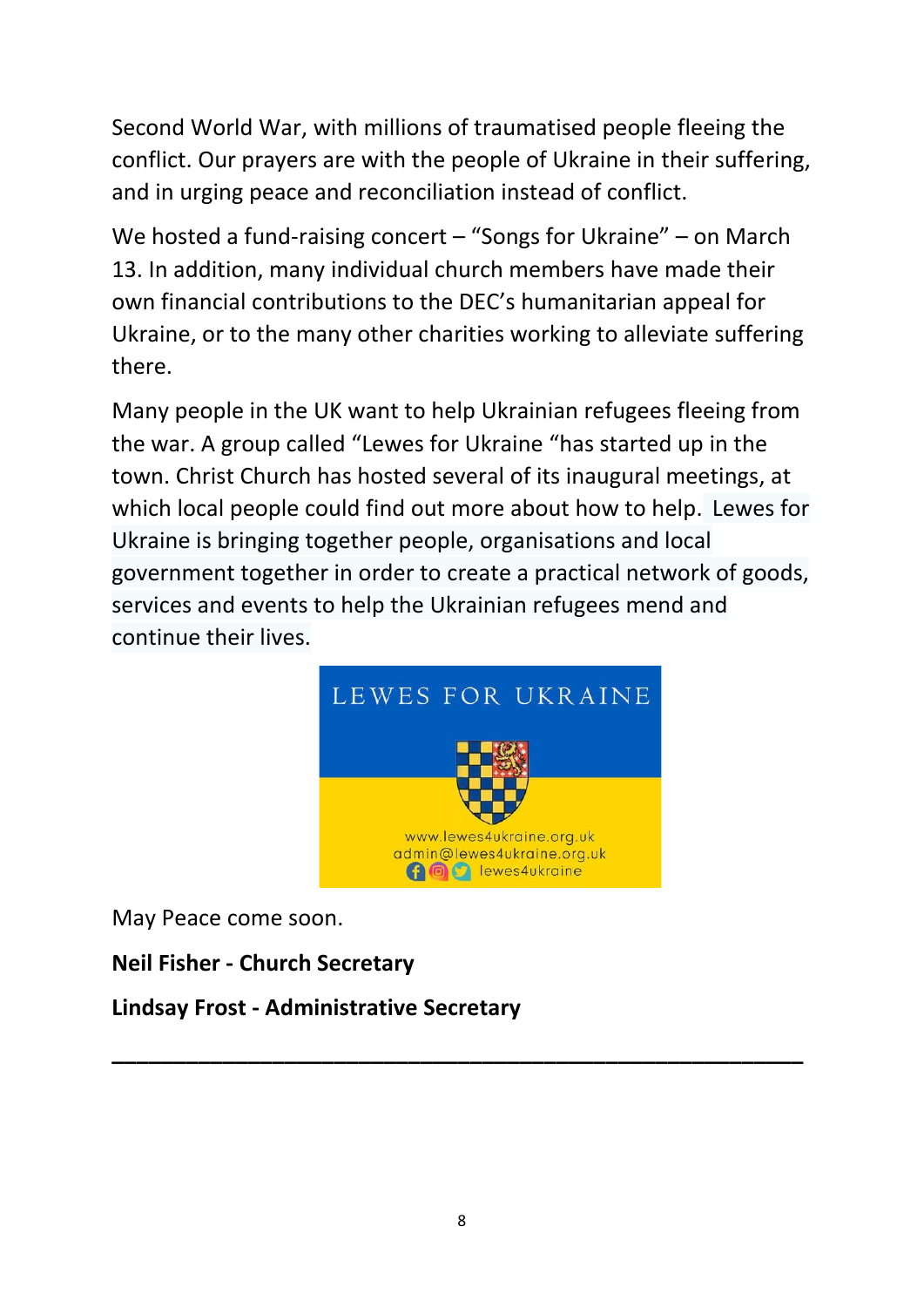Second World War, with millions of traumatised people fleeing the conflict. Our prayers are with the people of Ukraine in their suffering, and in urging peace and reconciliation instead of conflict.

We hosted a fund-raising concert – "Songs for Ukraine" – on March 13. In addition, many individual church members have made their own financial contributions to the DEC's humanitarian appeal for Ukraine, or to the many other charities working to alleviate suffering there.

Many people in the UK want to help Ukrainian refugees fleeing from the war. A group called "Lewes for Ukraine "has started up in the town. Christ Church has hosted several of its inaugural meetings, at which local people could find out more about how to help. Lewes for Ukraine is bringing together people, organisations and local government together in order to create a practical network of goods, services and events to help the Ukrainian refugees mend and continue their lives.

LEWES FOR UKRAINE

www.lewes4ukraine.org.uk
admin@lewes4ukraine.org.uk
lewes4ukraine

May Peace come soon.

**Neil Fisher - Church Secretary**

**Lindsay Frost - Administrative Secretary**

---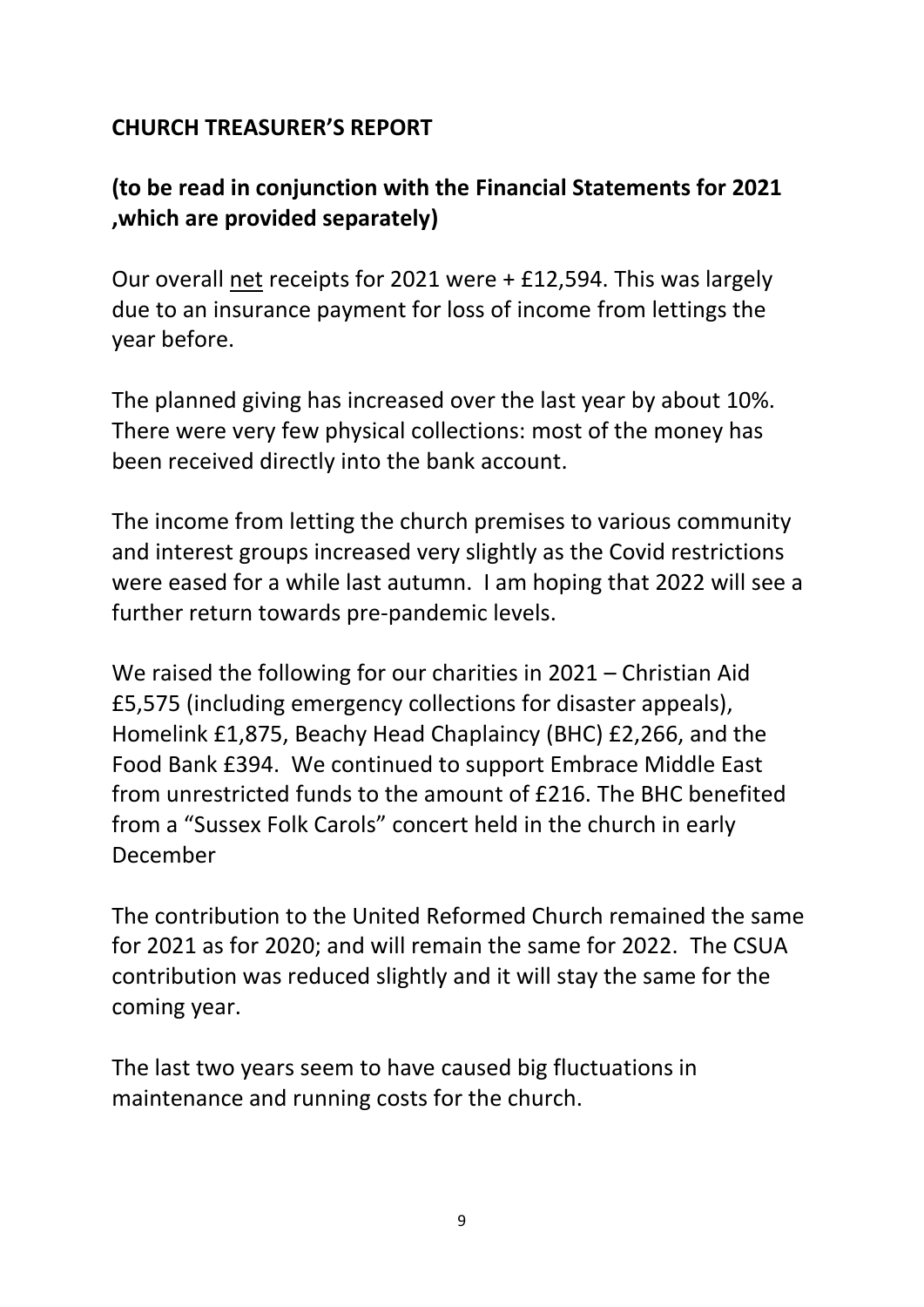**CHURCH TREASURER'S REPORT**

**(to be read in conjunction with the Financial Statements for 2021 ,which are provided separately)**

Our overall <u>net</u> receipts for 2021 were + £12,594. This was largely due to an insurance payment for loss of income from lettings the year before.

The planned giving has increased over the last year by about 10%. There were very few physical collections: most of the money has been received directly into the bank account.

The income from letting the church premises to various community and interest groups increased very slightly as the Covid restrictions were eased for a while last autumn. I am hoping that 2022 will see a further return towards pre-pandemic levels.

We raised the following for our charities in 2021 – Christian Aid £5,575 (including emergency collections for disaster appeals), Homelink £1,875, Beachy Head Chaplaincy (BHC) £2,266, and the Food Bank £394. We continued to support Embrace Middle East from unrestricted funds to the amount of £216. The BHC benefited from a "Sussex Folk Carols" concert held in the church in early December

The contribution to the United Reformed Church remained the same for 2021 as for 2020; and will remain the same for 2022. The CSUA contribution was reduced slightly and it will stay the same for the coming year.

The last two years seem to have caused big fluctuations in maintenance and running costs for the church.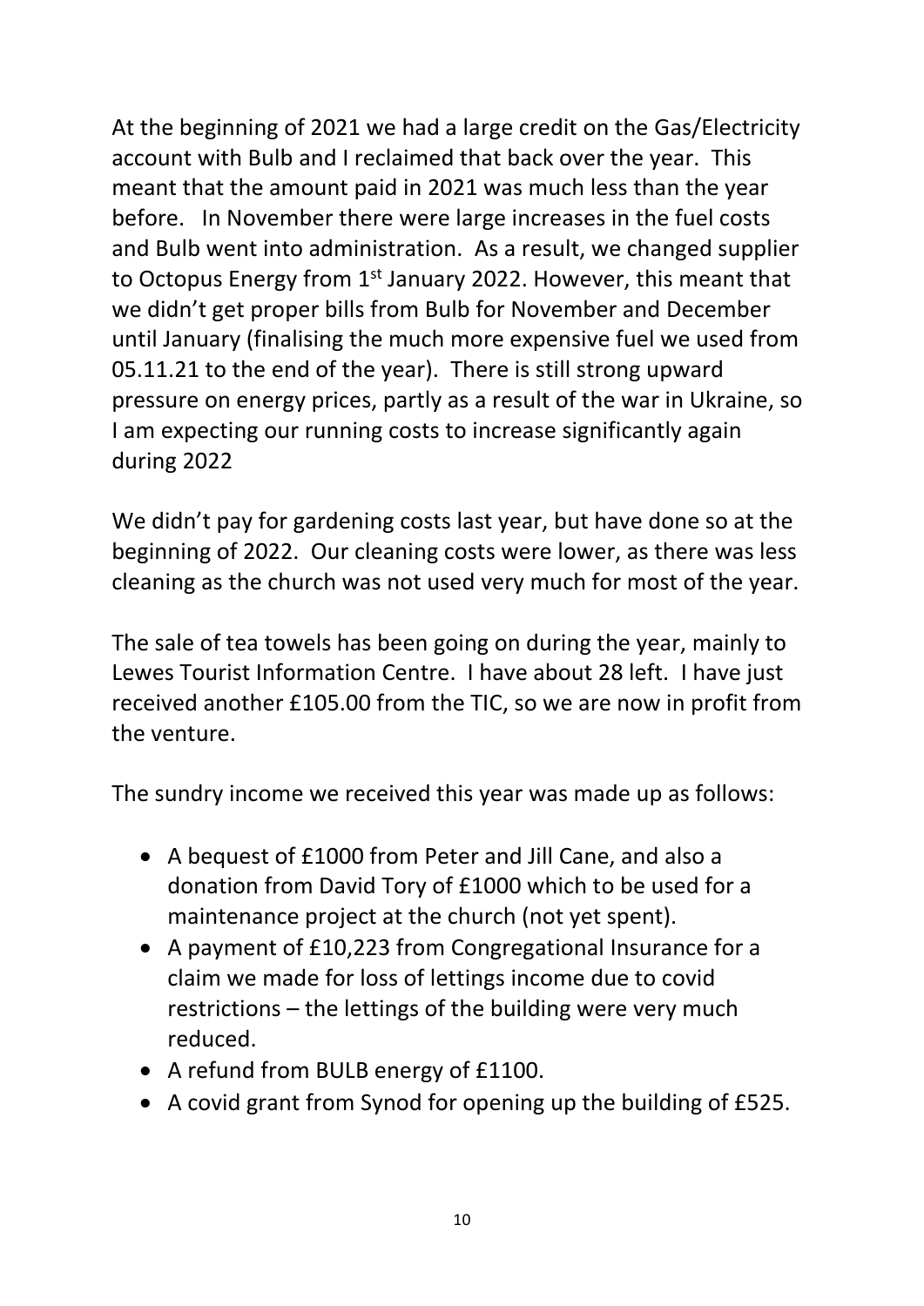At the beginning of 2021 we had a large credit on the Gas/Electricity account with Bulb and I reclaimed that back over the year. This meant that the amount paid in 2021 was much less than the year before. In November there were large increases in the fuel costs and Bulb went into administration. As a result, we changed supplier to Octopus Energy from 1st January 2022. However, this meant that we didn't get proper bills from Bulb for November and December until January (finalising the much more expensive fuel we used from 05.11.21 to the end of the year). There is still strong upward pressure on energy prices, partly as a result of the war in Ukraine, so I am expecting our running costs to increase significantly again during 2022

We didn't pay for gardening costs last year, but have done so at the beginning of 2022. Our cleaning costs were lower, as there was less cleaning as the church was not used very much for most of the year.

The sale of tea towels has been going on during the year, mainly to Lewes Tourist Information Centre. I have about 28 left. I have just received another £105.00 from the TIC, so we are now in profit from the venture.

The sundry income we received this year was made up as follows:

- A bequest of £1000 from Peter and Jill Cane, and also a donation from David Tory of £1000 which to be used for a maintenance project at the church (not yet spent).
- A payment of £10,223 from Congregational Insurance for a claim we made for loss of lettings income due to covid restrictions – the lettings of the building were very much reduced.
- A refund from BULB energy of £1100.
- A covid grant from Synod for opening up the building of £525.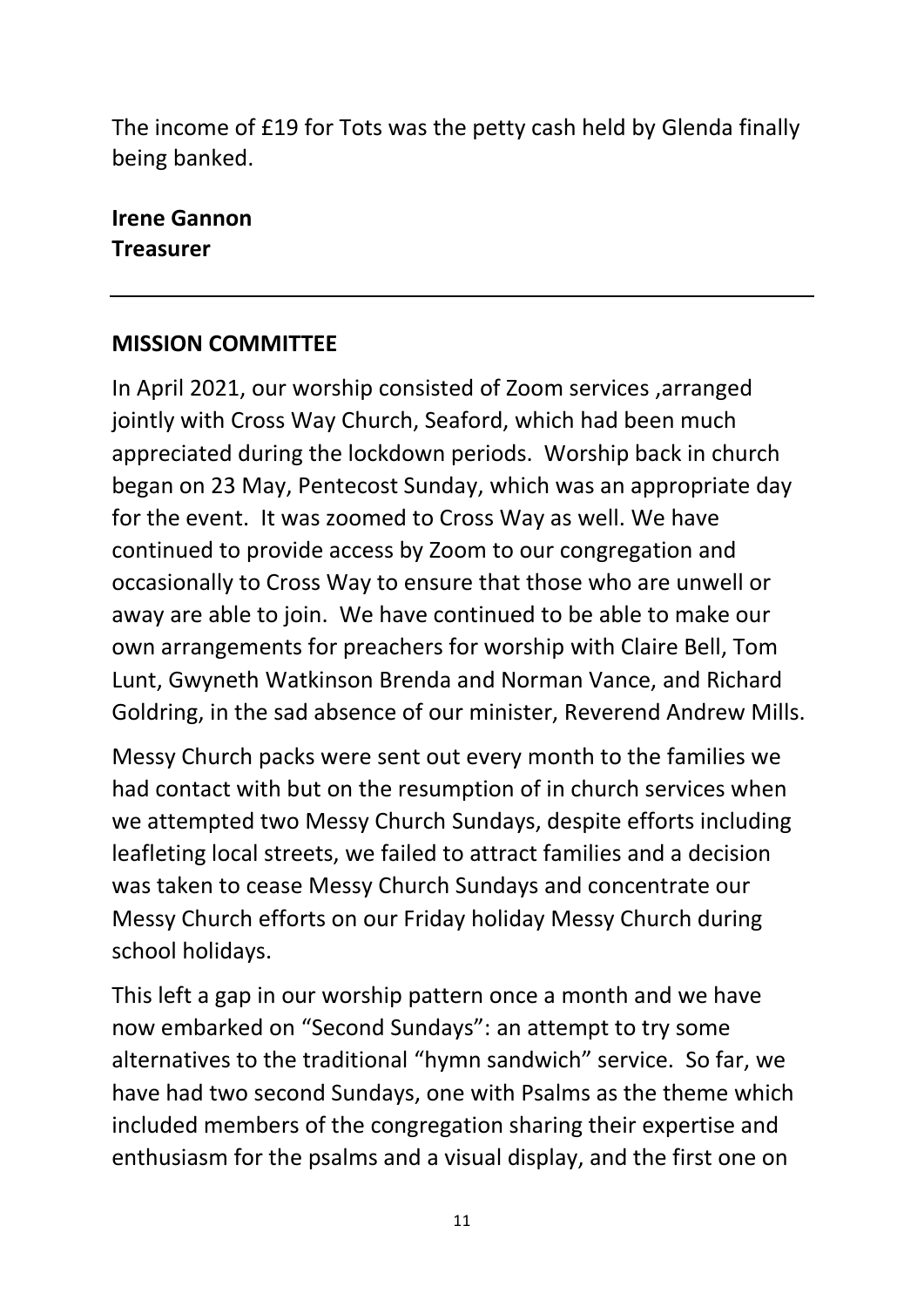The income of £19 for Tots was the petty cash held by Glenda finally being banked.

**Irene Gannon**
**Treasurer**

---

## MISSION COMMITTEE

In April 2021, our worship consisted of Zoom services ,arranged jointly with Cross Way Church, Seaford, which had been much appreciated during the lockdown periods. Worship back in church began on 23 May, Pentecost Sunday, which was an appropriate day for the event. It was zoomed to Cross Way as well. We have continued to provide access by Zoom to our congregation and occasionally to Cross Way to ensure that those who are unwell or away are able to join. We have continued to be able to make our own arrangements for preachers for worship with Claire Bell, Tom Lunt, Gwyneth Watkinson Brenda and Norman Vance, and Richard Goldring, in the sad absence of our minister, Reverend Andrew Mills.

Messy Church packs were sent out every month to the families we had contact with but on the resumption of in church services when we attempted two Messy Church Sundays, despite efforts including leafleting local streets, we failed to attract families and a decision was taken to cease Messy Church Sundays and concentrate our Messy Church efforts on our Friday holiday Messy Church during school holidays.

This left a gap in our worship pattern once a month and we have now embarked on "Second Sundays": an attempt to try some alternatives to the traditional "hymn sandwich" service. So far, we have had two second Sundays, one with Psalms as the theme which included members of the congregation sharing their expertise and enthusiasm for the psalms and a visual display, and the first one on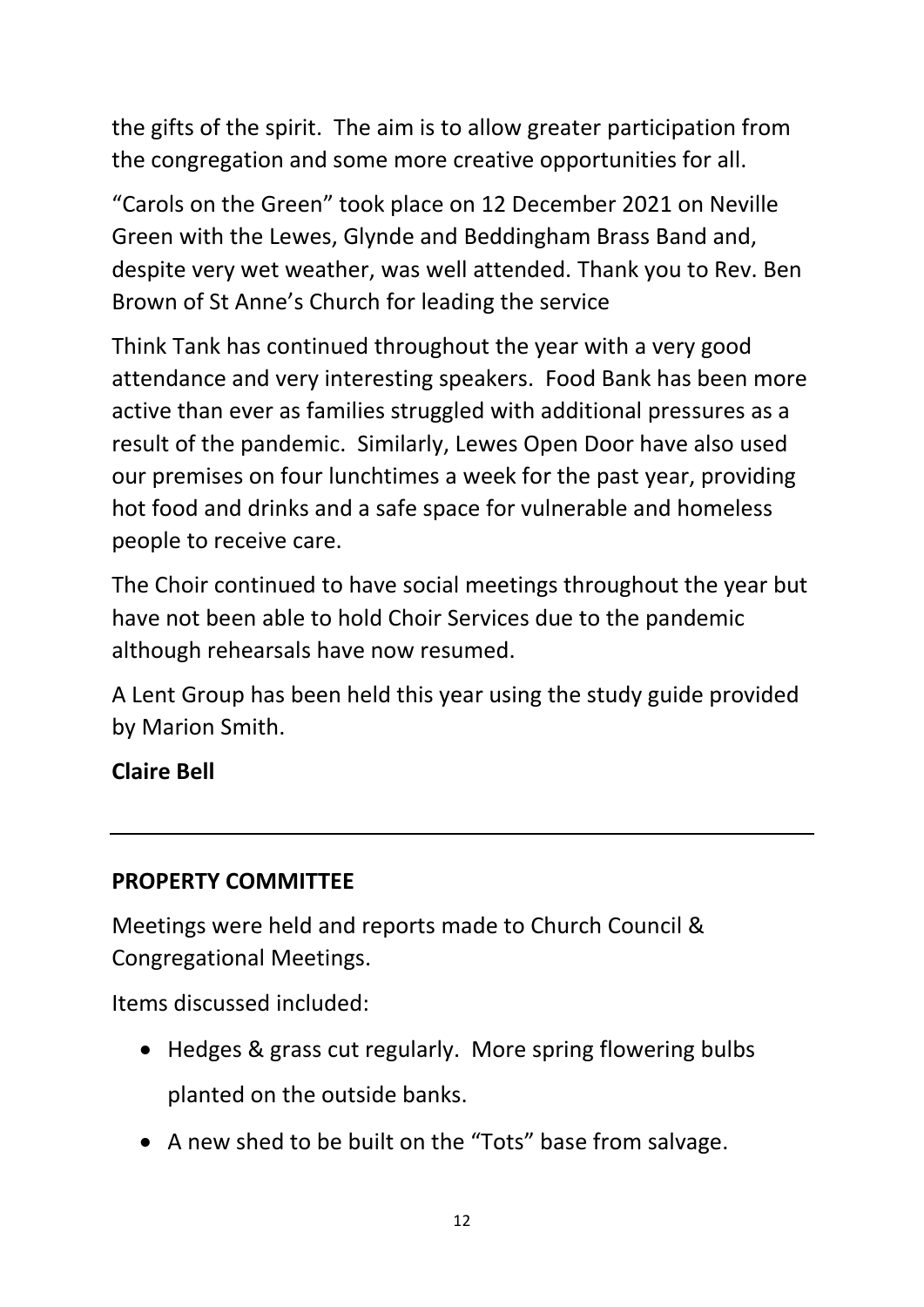the gifts of the spirit.  The aim is to allow greater participation from the congregation and some more creative opportunities for all.

"Carols on the Green" took place on 12 December 2021 on Neville Green with the Lewes, Glynde and Beddingham Brass Band and, despite very wet weather, was well attended. Thank you to Rev. Ben Brown of St Anne's Church for leading the service

Think Tank has continued throughout the year with a very good attendance and very interesting speakers.  Food Bank has been more active than ever as families struggled with additional pressures as a result of the pandemic.  Similarly, Lewes Open Door have also used our premises on four lunchtimes a week for the past year, providing hot food and drinks and a safe space for vulnerable and homeless people to receive care.

The Choir continued to have social meetings throughout the year but have not been able to hold Choir Services due to the pandemic although rehearsals have now resumed.

A Lent Group has been held this year using the study guide provided by Marion Smith.

**Claire Bell**

---

**PROPERTY COMMITTEE**

Meetings were held and reports made to Church Council & Congregational Meetings.

Items discussed included:

- Hedges & grass cut regularly.  More spring flowering bulbs planted on the outside banks.
- A new shed to be built on the "Tots" base from salvage.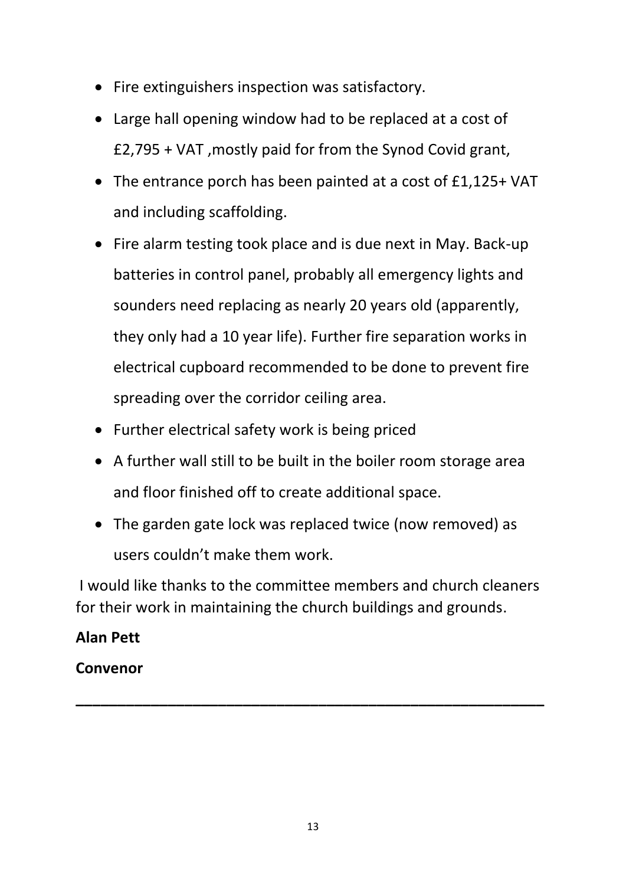- Fire extinguishers inspection was satisfactory.
- Large hall opening window had to be replaced at a cost of £2,795 + VAT ,mostly paid for from the Synod Covid grant,
- The entrance porch has been painted at a cost of £1,125+ VAT and including scaffolding.
- Fire alarm testing took place and is due next in May. Back-up batteries in control panel, probably all emergency lights and sounders need replacing as nearly 20 years old (apparently, they only had a 10 year life). Further fire separation works in electrical cupboard recommended to be done to prevent fire spreading over the corridor ceiling area.
- Further electrical safety work is being priced
- A further wall still to be built in the boiler room storage area and floor finished off to create additional space.
- The garden gate lock was replaced twice (now removed) as users couldn't make them work.

I would like thanks to the committee members and church cleaners for their work in maintaining the church buildings and grounds.

**Alan Pett**

**Convenor**

---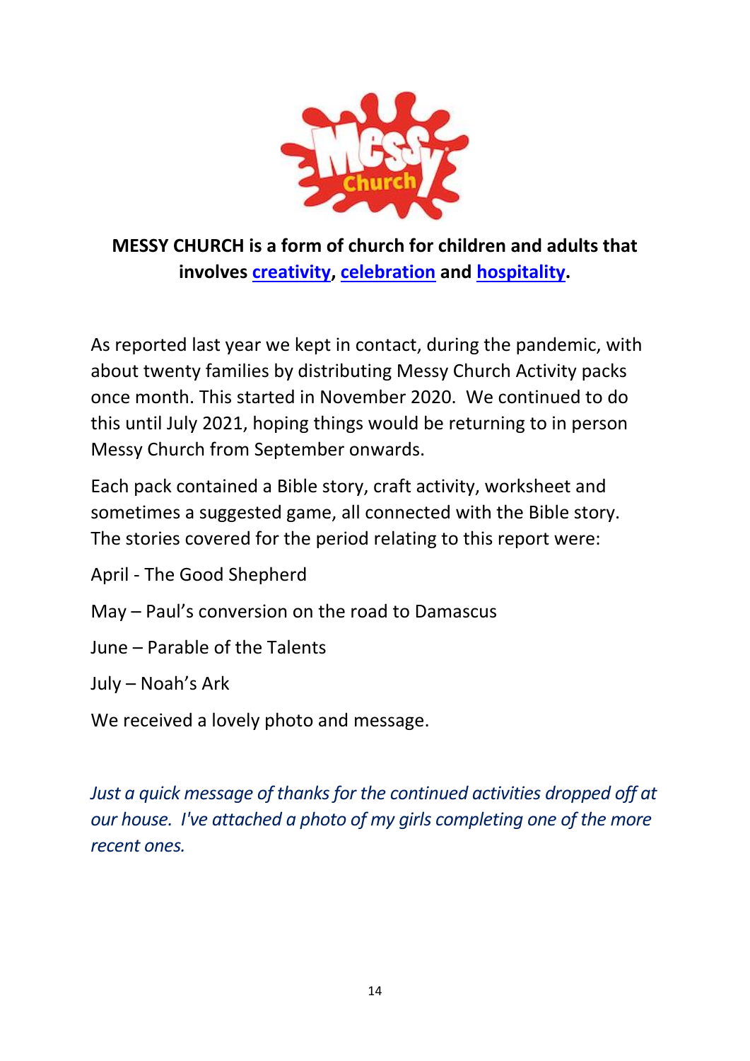**MESSY CHURCH is a form of church for children and adults that involves creativity, celebration and hospitality.**

As reported last year we kept in contact, during the pandemic, with about twenty families by distributing Messy Church Activity packs once month. This started in November 2020. We continued to do this until July 2021, hoping things would be returning to in person Messy Church from September onwards.

Each pack contained a Bible story, craft activity, worksheet and sometimes a suggested game, all connected with the Bible story. The stories covered for the period relating to this report were:

April - The Good Shepherd

May – Paul's conversion on the road to Damascus

June – Parable of the Talents

July – Noah's Ark

We received a lovely photo and message.

*Just a quick message of thanks for the continued activities dropped off at our house. I've attached a photo of my girls completing one of the more recent ones.*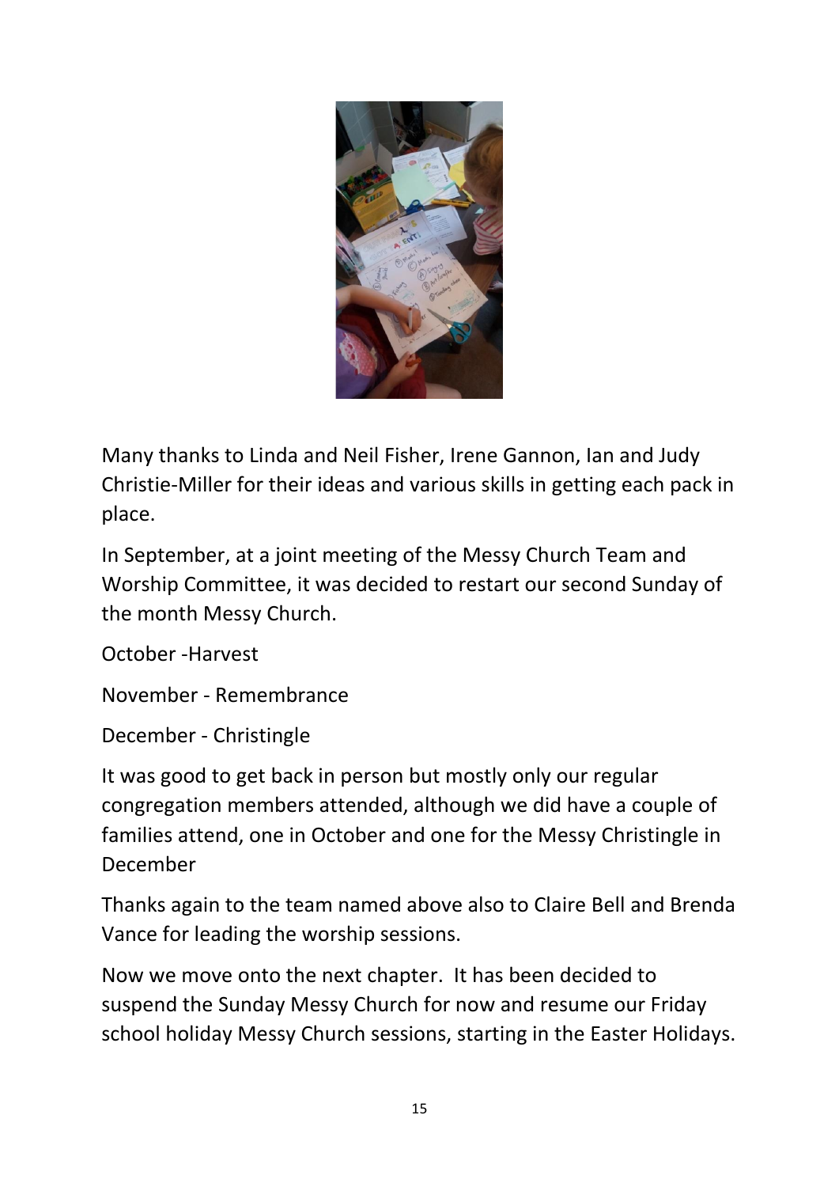Many thanks to Linda and Neil Fisher, Irene Gannon, Ian and Judy Christie-Miller for their ideas and various skills in getting each pack in place.

In September, at a joint meeting of the Messy Church Team and Worship Committee, it was decided to restart our second Sunday of the month Messy Church.

October -Harvest

November - Remembrance

December - Christingle

It was good to get back in person but mostly only our regular congregation members attended, although we did have a couple of families attend, one in October and one for the Messy Christingle in December

Thanks again to the team named above also to Claire Bell and Brenda Vance for leading the worship sessions.

Now we move onto the next chapter. It has been decided to suspend the Sunday Messy Church for now and resume our Friday school holiday Messy Church sessions, starting in the Easter Holidays.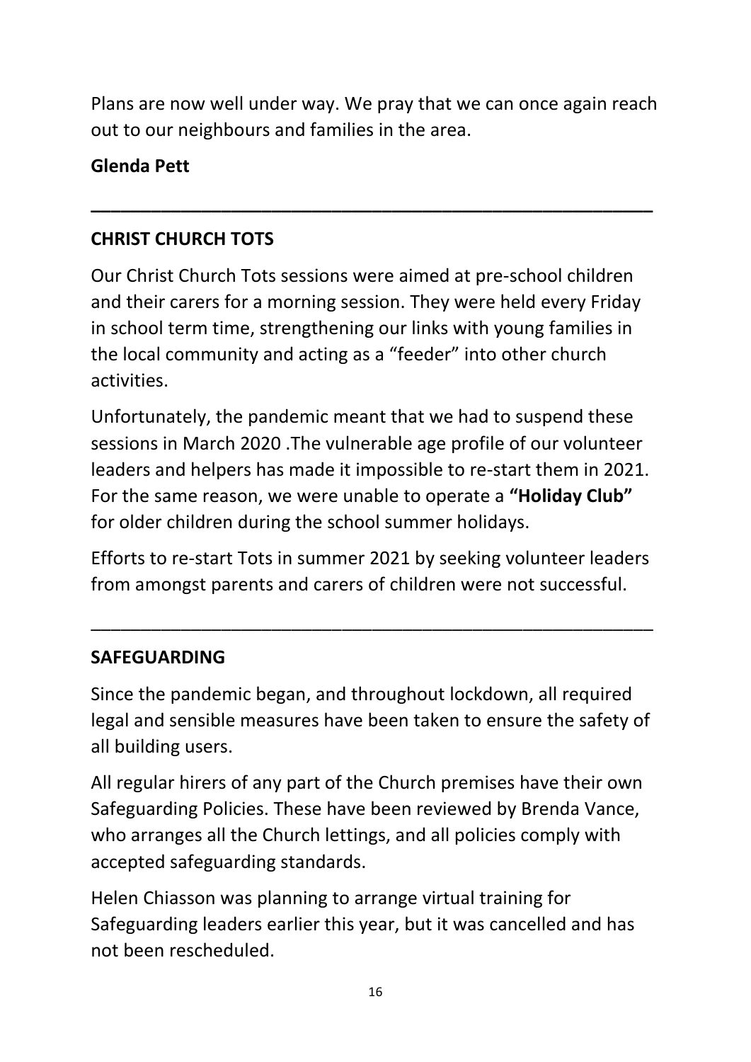Plans are now well under way. We pray that we can once again reach out to our neighbours and families in the area.

**Glenda Pett**

---

## CHRIST CHURCH TOTS

Our Christ Church Tots sessions were aimed at pre-school children and their carers for a morning session. They were held every Friday in school term time, strengthening our links with young families in the local community and acting as a "feeder" into other church activities.

Unfortunately, the pandemic meant that we had to suspend these sessions in March 2020 .The vulnerable age profile of our volunteer leaders and helpers has made it impossible to re-start them in 2021. For the same reason, we were unable to operate a **"Holiday Club"** for older children during the school summer holidays.

Efforts to re-start Tots in summer 2021 by seeking volunteer leaders from amongst parents and carers of children were not successful.

---

## SAFEGUARDING

Since the pandemic began, and throughout lockdown, all required legal and sensible measures have been taken to ensure the safety of all building users.

All regular hirers of any part of the Church premises have their own Safeguarding Policies. These have been reviewed by Brenda Vance, who arranges all the Church lettings, and all policies comply with accepted safeguarding standards.

Helen Chiasson was planning to arrange virtual training for Safeguarding leaders earlier this year, but it was cancelled and has not been rescheduled.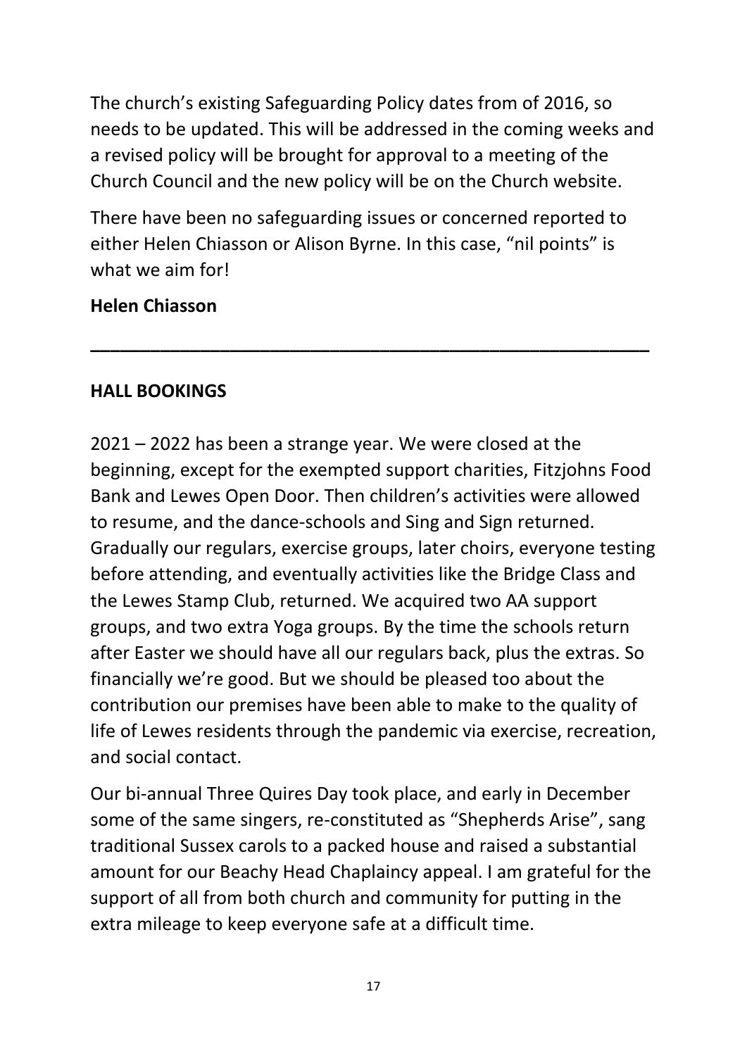The church's existing Safeguarding Policy dates from of 2016, so needs to be updated. This will be addressed in the coming weeks and a revised policy will be brought for approval to a meeting of the Church Council and the new policy will be on the Church website.

There have been no safeguarding issues or concerned reported to either Helen Chiasson or Alison Byrne. In this case, "nil points" is what we aim for!

**Helen Chiasson**

---

**HALL BOOKINGS**

2021 – 2022 has been a strange year. We were closed at the beginning, except for the exempted support charities, Fitzjohns Food Bank and Lewes Open Door. Then children's activities were allowed to resume, and the dance-schools and Sing and Sign returned. Gradually our regulars, exercise groups, later choirs, everyone testing before attending, and eventually activities like the Bridge Class and the Lewes Stamp Club, returned. We acquired two AA support groups, and two extra Yoga groups. By the time the schools return after Easter we should have all our regulars back, plus the extras. So financially we're good. But we should be pleased too about the contribution our premises have been able to make to the quality of life of Lewes residents through the pandemic via exercise, recreation, and social contact.

Our bi-annual Three Quires Day took place, and early in December some of the same singers, re-constituted as "Shepherds Arise", sang traditional Sussex carols to a packed house and raised a substantial amount for our Beachy Head Chaplaincy appeal. I am grateful for the support of all from both church and community for putting in the extra mileage to keep everyone safe at a difficult time.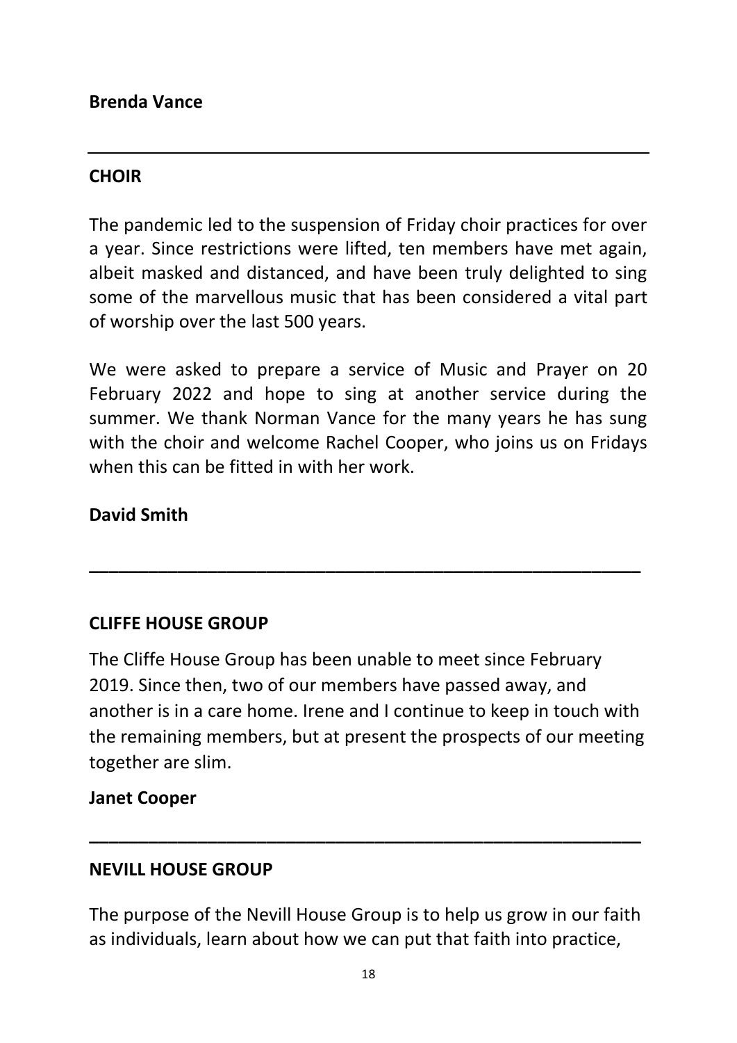**Brenda Vance**

---

**CHOIR**

The pandemic led to the suspension of Friday choir practices for over a year. Since restrictions were lifted, ten members have met again, albeit masked and distanced, and have been truly delighted to sing some of the marvellous music that has been considered a vital part of worship over the last 500 years.

We were asked to prepare a service of Music and Prayer on 20 February 2022 and hope to sing at another service during the summer. We thank Norman Vance for the many years he has sung with the choir and welcome Rachel Cooper, who joins us on Fridays when this can be fitted in with her work.

**David Smith**

---

**CLIFFE HOUSE GROUP**

The Cliffe House Group has been unable to meet since February 2019. Since then, two of our members have passed away, and another is in a care home. Irene and I continue to keep in touch with the remaining members, but at present the prospects of our meeting together are slim.

**Janet Cooper**

---

**NEVILL HOUSE GROUP**

The purpose of the Nevill House Group is to help us grow in our faith as individuals, learn about how we can put that faith into practice,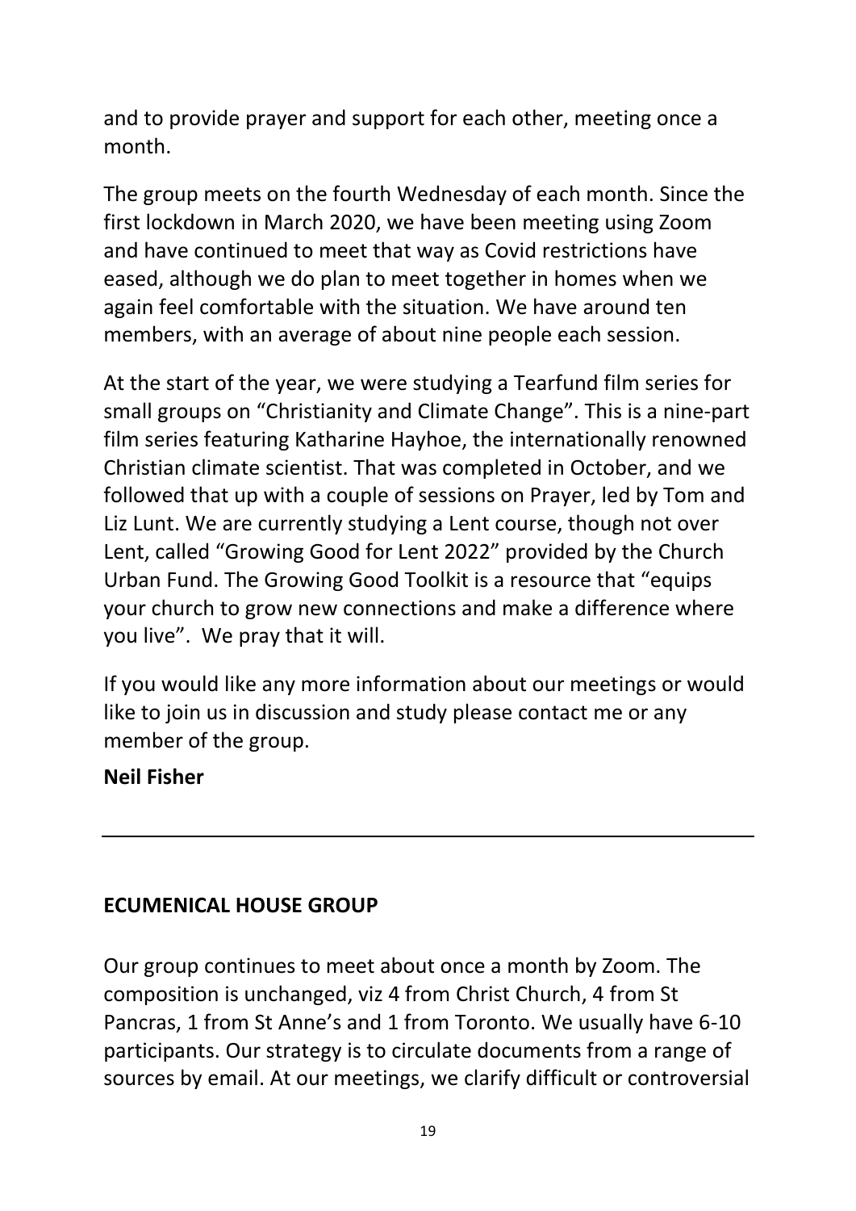and to provide prayer and support for each other, meeting once a month.

The group meets on the fourth Wednesday of each month. Since the first lockdown in March 2020, we have been meeting using Zoom and have continued to meet that way as Covid restrictions have eased, although we do plan to meet together in homes when we again feel comfortable with the situation. We have around ten members, with an average of about nine people each session.

At the start of the year, we were studying a Tearfund film series for small groups on "Christianity and Climate Change". This is a nine-part film series featuring Katharine Hayhoe, the internationally renowned Christian climate scientist. That was completed in October, and we followed that up with a couple of sessions on Prayer, led by Tom and Liz Lunt. We are currently studying a Lent course, though not over Lent, called "Growing Good for Lent 2022" provided by the Church Urban Fund. The Growing Good Toolkit is a resource that "equips your church to grow new connections and make a difference where you live". We pray that it will.

If you would like any more information about our meetings or would like to join us in discussion and study please contact me or any member of the group.

**Neil Fisher**

---

## ECUMENICAL HOUSE GROUP

Our group continues to meet about once a month by Zoom. The composition is unchanged, viz 4 from Christ Church, 4 from St Pancras, 1 from St Anne's and 1 from Toronto. We usually have 6-10 participants. Our strategy is to circulate documents from a range of sources by email. At our meetings, we clarify difficult or controversial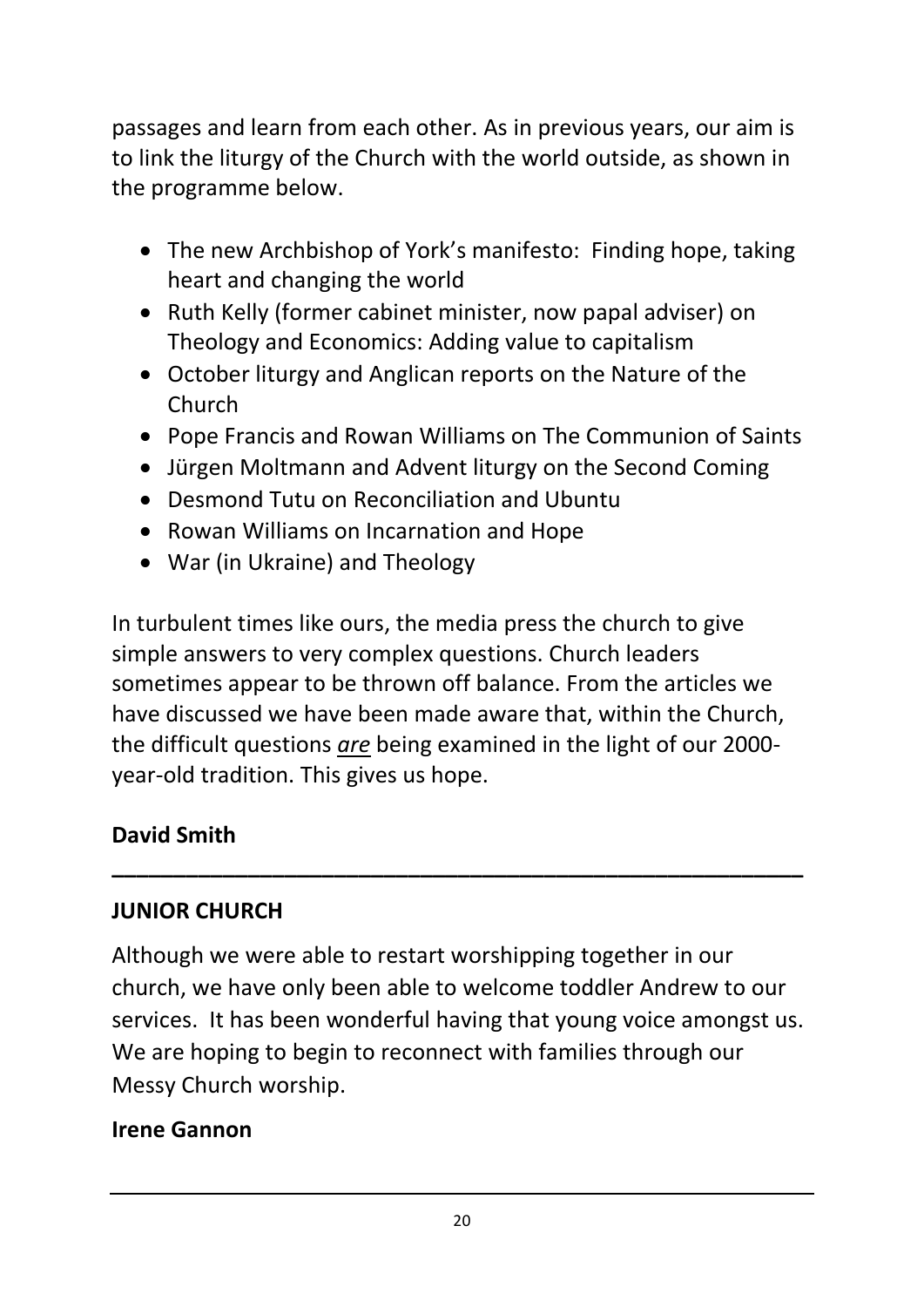passages and learn from each other. As in previous years, our aim is to link the liturgy of the Church with the world outside, as shown in the programme below.

- The new Archbishop of York's manifesto: Finding hope, taking heart and changing the world
- Ruth Kelly (former cabinet minister, now papal adviser) on Theology and Economics: Adding value to capitalism
- October liturgy and Anglican reports on the Nature of the Church
- Pope Francis and Rowan Williams on The Communion of Saints
- Jürgen Moltmann and Advent liturgy on the Second Coming
- Desmond Tutu on Reconciliation and Ubuntu
- Rowan Williams on Incarnation and Hope
- War (in Ukraine) and Theology

In turbulent times like ours, the media press the church to give simple answers to very complex questions. Church leaders sometimes appear to be thrown off balance. From the articles we have discussed we have been made aware that, within the Church, the difficult questions ***are*** being examined in the light of our 2000-year-old tradition. This gives us hope.

**David Smith**

---

## JUNIOR CHURCH

Although we were able to restart worshipping together in our church, we have only been able to welcome toddler Andrew to our services. It has been wonderful having that young voice amongst us. We are hoping to begin to reconnect with families through our Messy Church worship.

**Irene Gannon**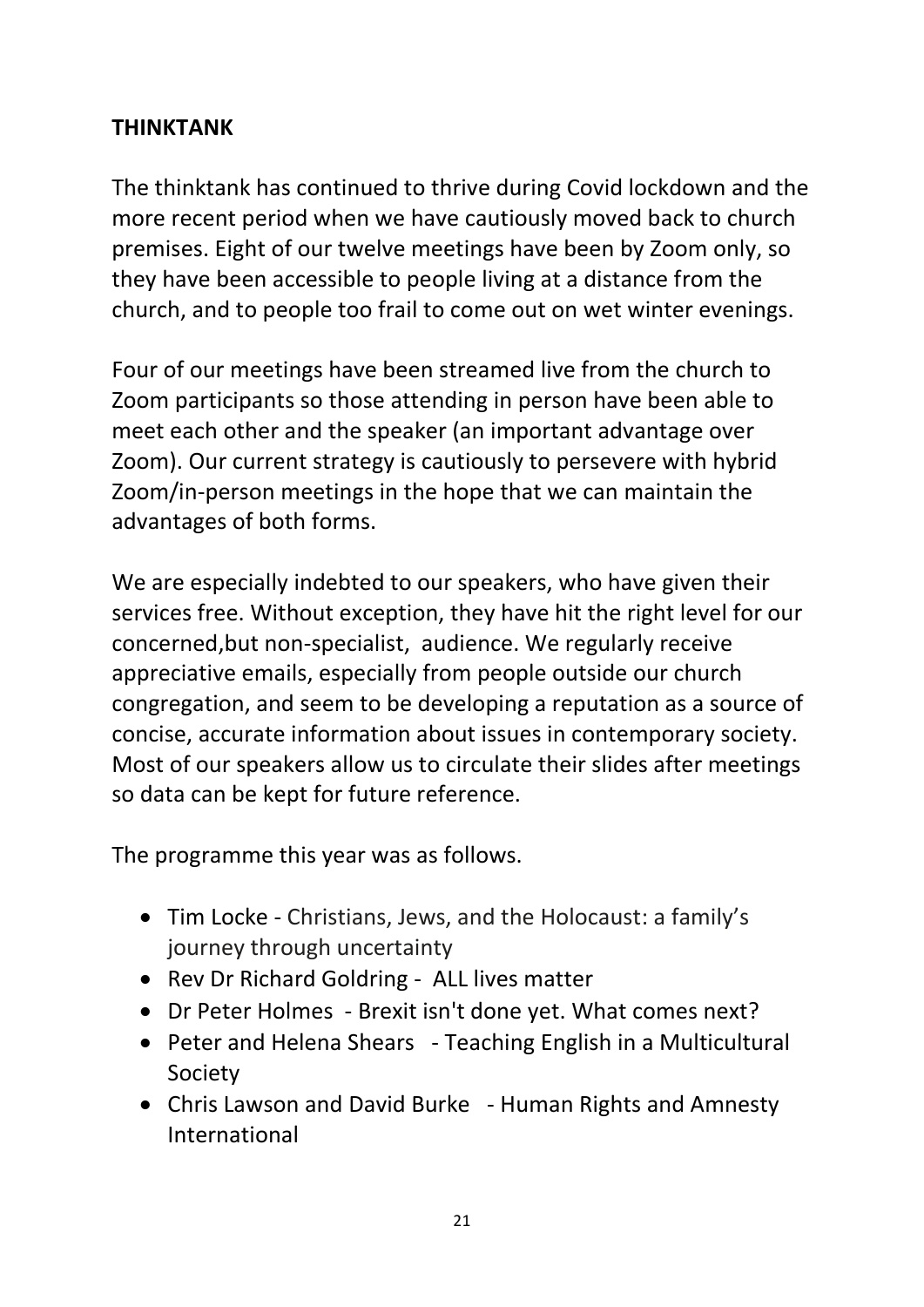**THINKTANK**

The thinktank has continued to thrive during Covid lockdown and the more recent period when we have cautiously moved back to church premises. Eight of our twelve meetings have been by Zoom only, so they have been accessible to people living at a distance from the church, and to people too frail to come out on wet winter evenings.

Four of our meetings have been streamed live from the church to Zoom participants so those attending in person have been able to meet each other and the speaker (an important advantage over Zoom). Our current strategy is cautiously to persevere with hybrid Zoom/in-person meetings in the hope that we can maintain the advantages of both forms.

We are especially indebted to our speakers, who have given their services free. Without exception, they have hit the right level for our concerned,but non-specialist, audience. We regularly receive appreciative emails, especially from people outside our church congregation, and seem to be developing a reputation as a source of concise, accurate information about issues in contemporary society. Most of our speakers allow us to circulate their slides after meetings so data can be kept for future reference.

The programme this year was as follows.

- Tim Locke - Christians, Jews, and the Holocaust: a family's journey through uncertainty
- Rev Dr Richard Goldring - ALL lives matter
- Dr Peter Holmes - Brexit isn't done yet. What comes next?
- Peter and Helena Shears - Teaching English in a Multicultural Society
- Chris Lawson and David Burke - Human Rights and Amnesty International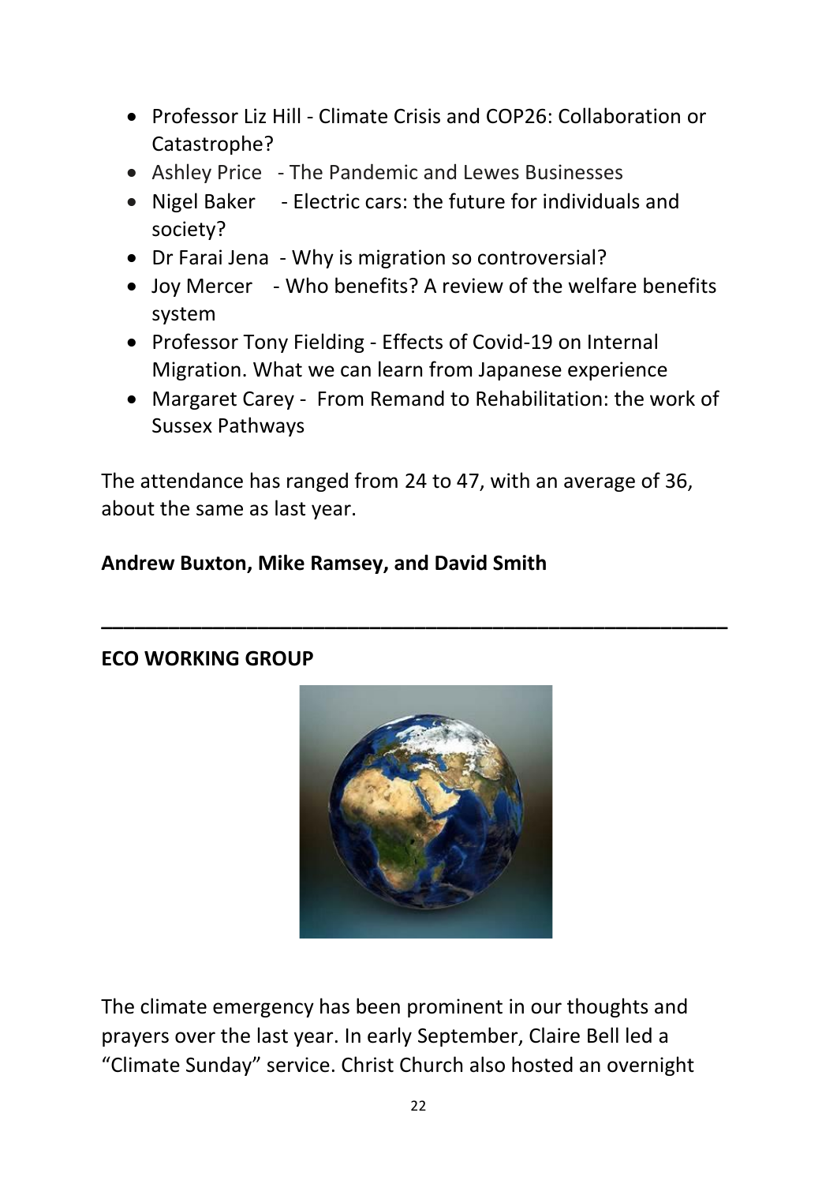- Professor Liz Hill - Climate Crisis and COP26: Collaboration or Catastrophe?
- Ashley Price - The Pandemic and Lewes Businesses
- Nigel Baker - Electric cars: the future for individuals and society?
- Dr Farai Jena - Why is migration so controversial?
- Joy Mercer - Who benefits? A review of the welfare benefits system
- Professor Tony Fielding - Effects of Covid-19 on Internal Migration. What we can learn from Japanese experience
- Margaret Carey - From Remand to Rehabilitation: the work of Sussex Pathways

The attendance has ranged from 24 to 47, with an average of 36, about the same as last year.

**Andrew Buxton, Mike Ramsey, and David Smith**

---

## ECO WORKING GROUP

The climate emergency has been prominent in our thoughts and prayers over the last year. In early September, Claire Bell led a "Climate Sunday" service. Christ Church also hosted an overnight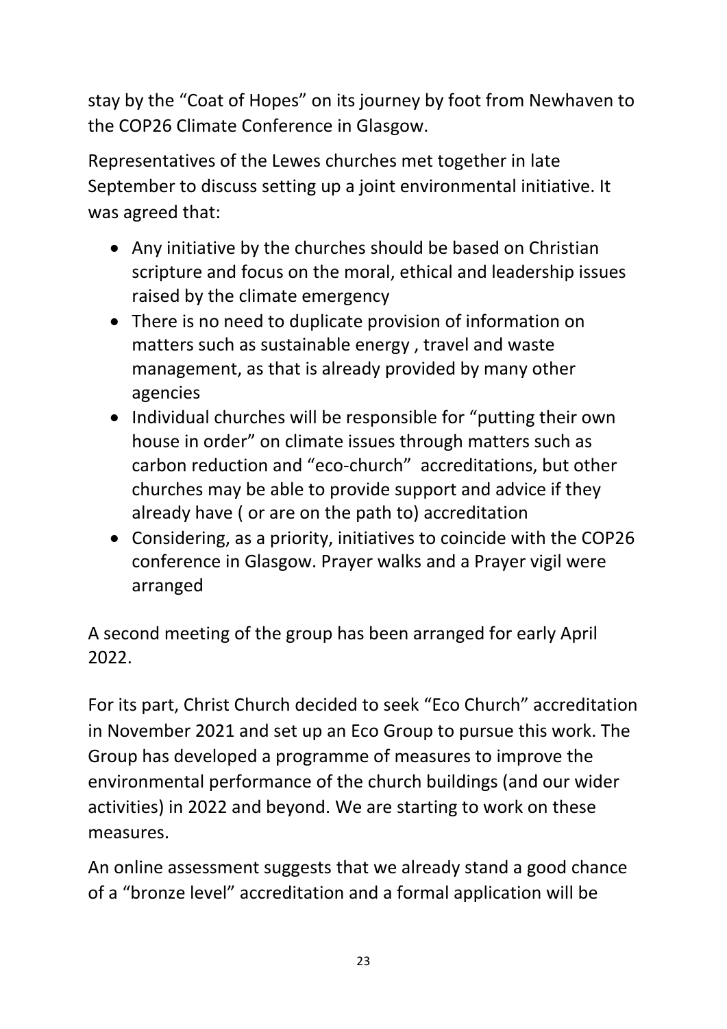stay by the "Coat of Hopes" on its journey by foot from Newhaven to the COP26 Climate Conference in Glasgow.

Representatives of the Lewes churches met together in late September to discuss setting up a joint environmental initiative. It was agreed that:

- Any initiative by the churches should be based on Christian scripture and focus on the moral, ethical and leadership issues raised by the climate emergency
- There is no need to duplicate provision of information on matters such as sustainable energy , travel and waste management, as that is already provided by many other agencies
- Individual churches will be responsible for "putting their own house in order" on climate issues through matters such as carbon reduction and "eco-church" accreditations, but other churches may be able to provide support and advice if they already have ( or are on the path to) accreditation
- Considering, as a priority, initiatives to coincide with the COP26 conference in Glasgow. Prayer walks and a Prayer vigil were arranged

A second meeting of the group has been arranged for early April 2022.

For its part, Christ Church decided to seek "Eco Church" accreditation in November 2021 and set up an Eco Group to pursue this work. The Group has developed a programme of measures to improve the environmental performance of the church buildings (and our wider activities) in 2022 and beyond. We are starting to work on these measures.

An online assessment suggests that we already stand a good chance of a "bronze level" accreditation and a formal application will be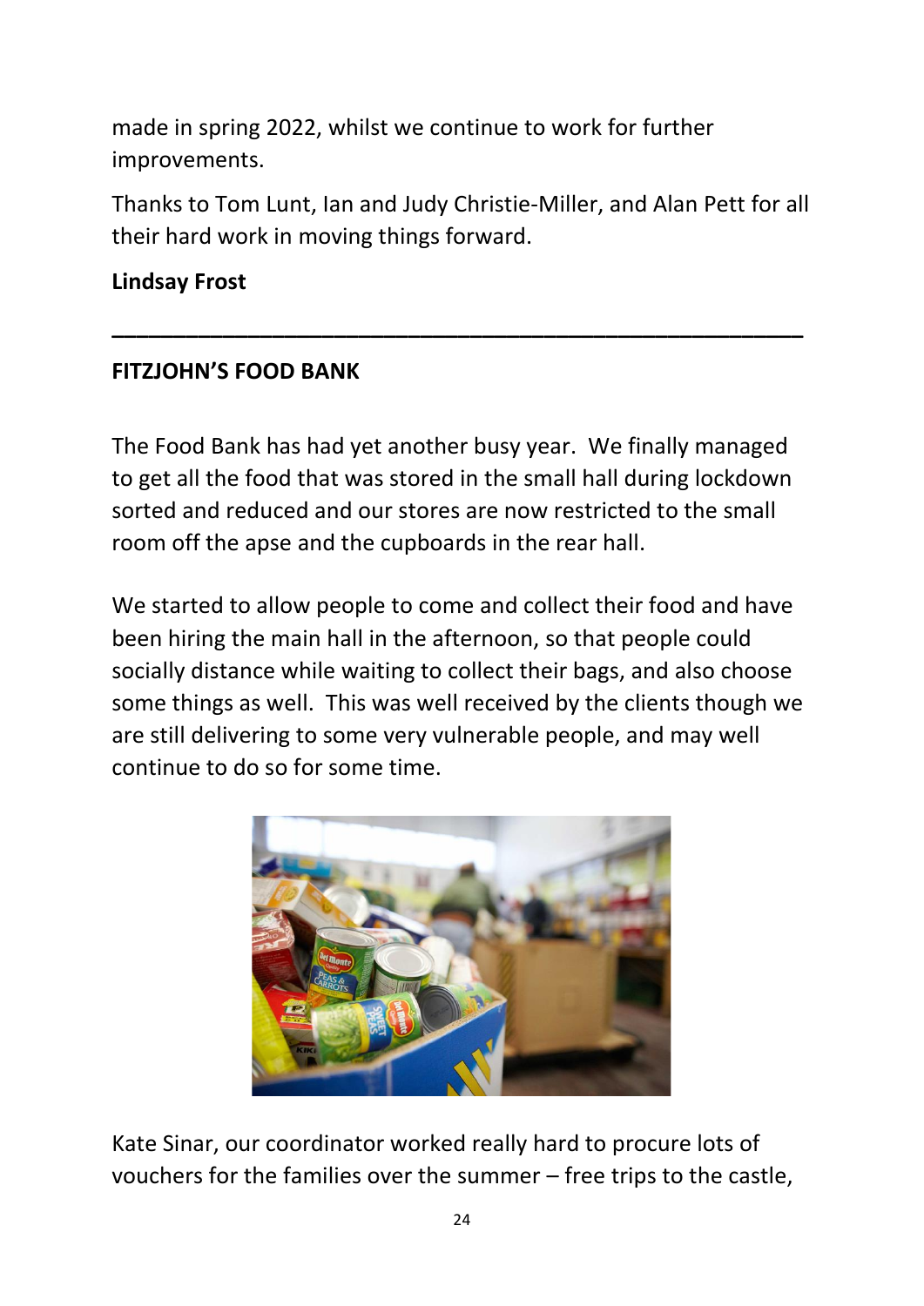made in spring 2022, whilst we continue to work for further improvements.

Thanks to Tom Lunt, Ian and Judy Christie-Miller, and Alan Pett for all their hard work in moving things forward.

**Lindsay Frost**

---

**FITZJOHN'S FOOD BANK**

The Food Bank has had yet another busy year. We finally managed to get all the food that was stored in the small hall during lockdown sorted and reduced and our stores are now restricted to the small room off the apse and the cupboards in the rear hall.

We started to allow people to come and collect their food and have been hiring the main hall in the afternoon, so that people could socially distance while waiting to collect their bags, and also choose some things as well. This was well received by the clients though we are still delivering to some very vulnerable people, and may well continue to do so for some time.

Kate Sinar, our coordinator worked really hard to procure lots of vouchers for the families over the summer – free trips to the castle,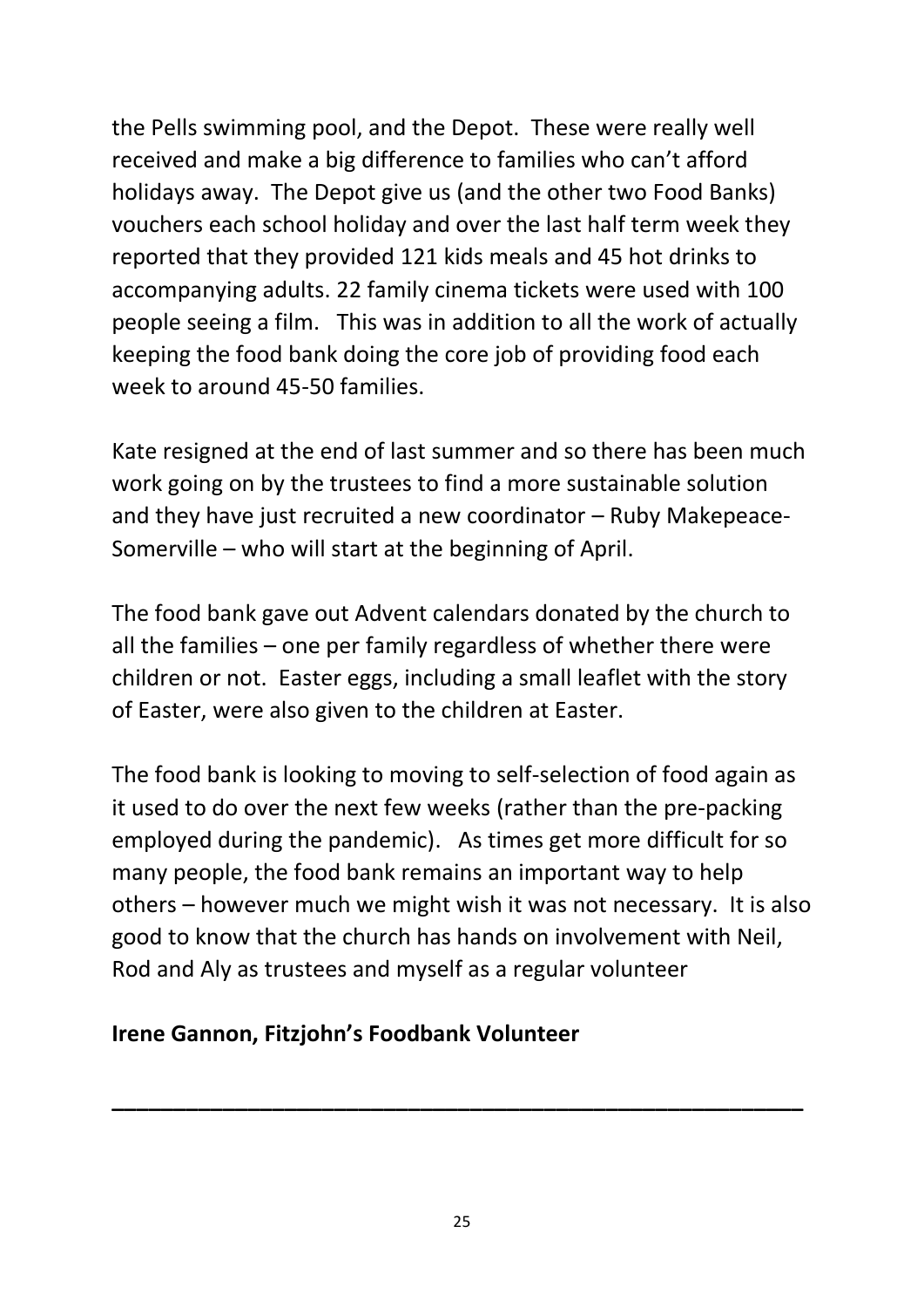the Pells swimming pool, and the Depot. These were really well received and make a big difference to families who can't afford holidays away. The Depot give us (and the other two Food Banks) vouchers each school holiday and over the last half term week they reported that they provided 121 kids meals and 45 hot drinks to accompanying adults. 22 family cinema tickets were used with 100 people seeing a film. This was in addition to all the work of actually keeping the food bank doing the core job of providing food each week to around 45-50 families.

Kate resigned at the end of last summer and so there has been much work going on by the trustees to find a more sustainable solution and they have just recruited a new coordinator – Ruby Makepeace-Somerville – who will start at the beginning of April.

The food bank gave out Advent calendars donated by the church to all the families – one per family regardless of whether there were children or not. Easter eggs, including a small leaflet with the story of Easter, were also given to the children at Easter.

The food bank is looking to moving to self-selection of food again as it used to do over the next few weeks (rather than the pre-packing employed during the pandemic). As times get more difficult for so many people, the food bank remains an important way to help others – however much we might wish it was not necessary. It is also good to know that the church has hands on involvement with Neil, Rod and Aly as trustees and myself as a regular volunteer

**Irene Gannon, Fitzjohn's Foodbank Volunteer**

---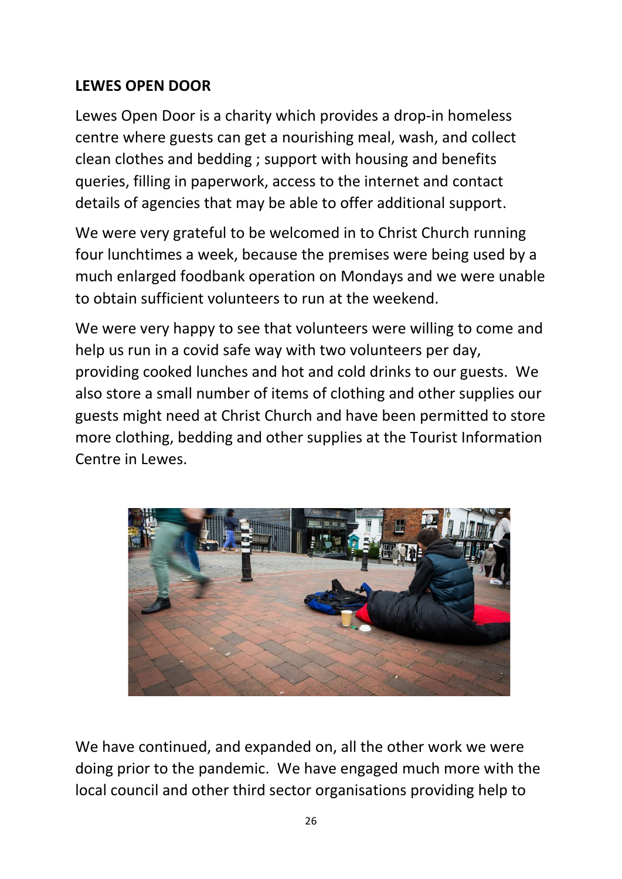**LEWES OPEN DOOR**

Lewes Open Door is a charity which provides a drop-in homeless centre where guests can get a nourishing meal, wash, and collect clean clothes and bedding ; support with housing and benefits queries, filling in paperwork, access to the internet and contact details of agencies that may be able to offer additional support.

We were very grateful to be welcomed in to Christ Church running four lunchtimes a week, because the premises were being used by a much enlarged foodbank operation on Mondays and we were unable to obtain sufficient volunteers to run at the weekend.

We were very happy to see that volunteers were willing to come and help us run in a covid safe way with two volunteers per day, providing cooked lunches and hot and cold drinks to our guests. We also store a small number of items of clothing and other supplies our guests might need at Christ Church and have been permitted to store more clothing, bedding and other supplies at the Tourist Information Centre in Lewes.

We have continued, and expanded on, all the other work we were doing prior to the pandemic. We have engaged much more with the local council and other third sector organisations providing help to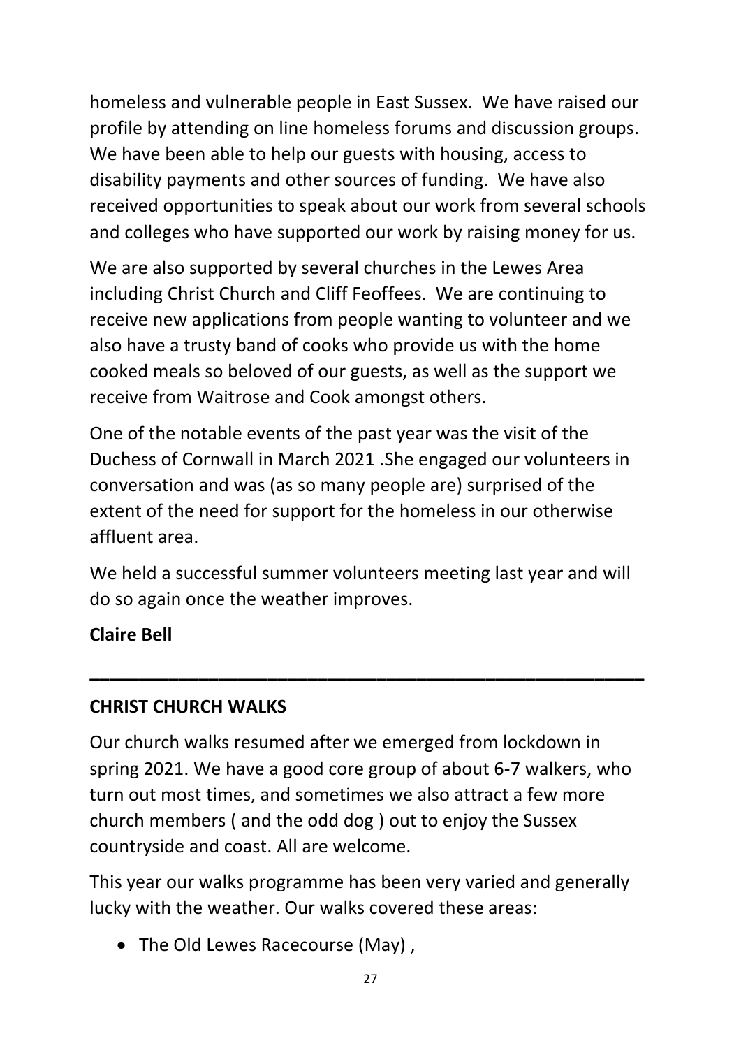homeless and vulnerable people in East Sussex. We have raised our profile by attending on line homeless forums and discussion groups. We have been able to help our guests with housing, access to disability payments and other sources of funding. We have also received opportunities to speak about our work from several schools and colleges who have supported our work by raising money for us.

We are also supported by several churches in the Lewes Area including Christ Church and Cliff Feoffees. We are continuing to receive new applications from people wanting to volunteer and we also have a trusty band of cooks who provide us with the home cooked meals so beloved of our guests, as well as the support we receive from Waitrose and Cook amongst others.

One of the notable events of the past year was the visit of the Duchess of Cornwall in March 2021 .She engaged our volunteers in conversation and was (as so many people are) surprised of the extent of the need for support for the homeless in our otherwise affluent area.

We held a successful summer volunteers meeting last year and will do so again once the weather improves.

**Claire Bell**

---

## CHRIST CHURCH WALKS

Our church walks resumed after we emerged from lockdown in spring 2021. We have a good core group of about 6-7 walkers, who turn out most times, and sometimes we also attract a few more church members ( and the odd dog ) out to enjoy the Sussex countryside and coast. All are welcome.

This year our walks programme has been very varied and generally lucky with the weather. Our walks covered these areas:

- The Old Lewes Racecourse (May) ,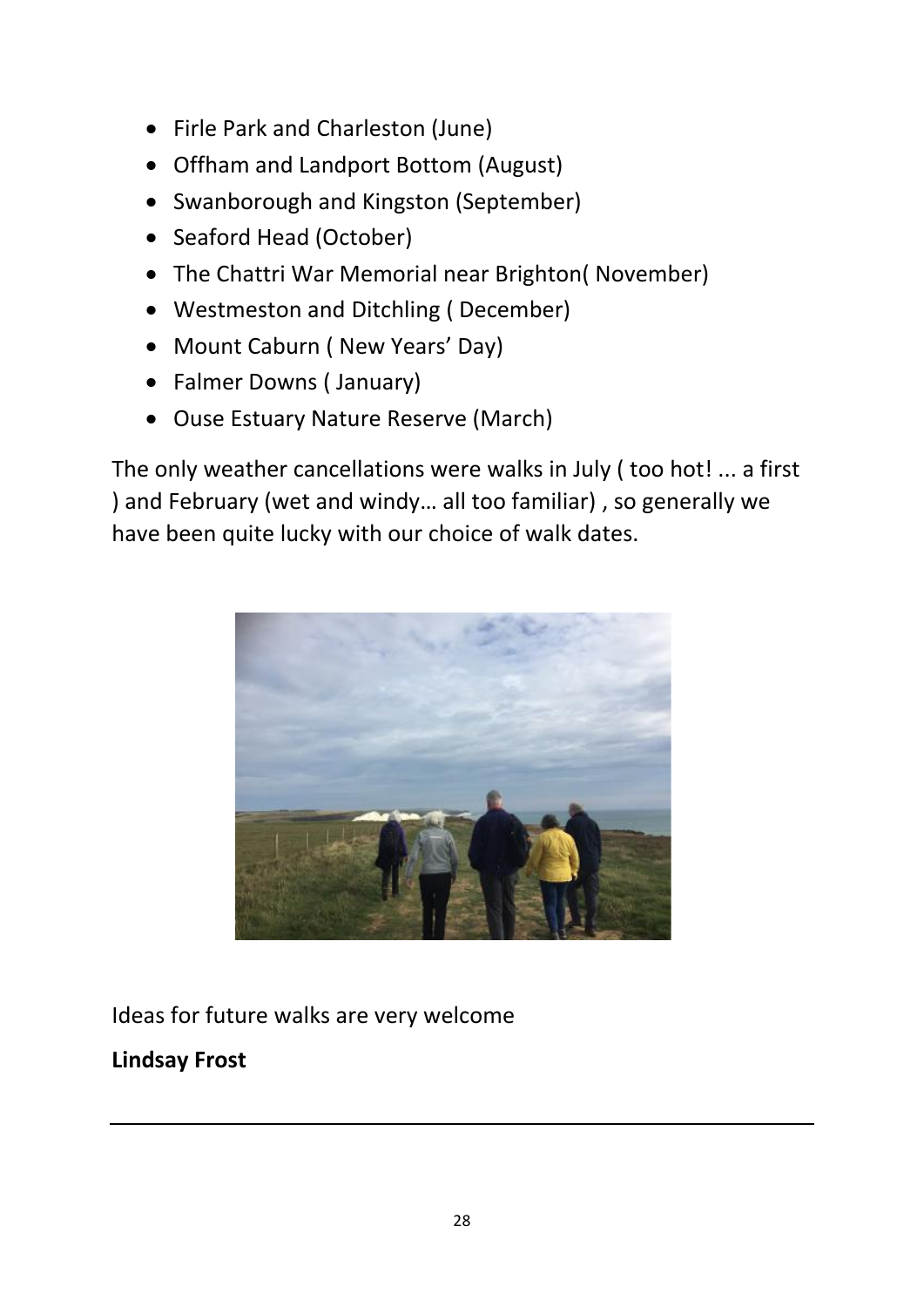- Firle Park and Charleston (June)
- Offham and Landport Bottom (August)
- Swanborough and Kingston (September)
- Seaford Head (October)
- The Chattri War Memorial near Brighton( November)
- Westmeston and Ditchling ( December)
- Mount Caburn ( New Years' Day)
- Falmer Downs ( January)
- Ouse Estuary Nature Reserve (March)

The only weather cancellations were walks in July ( too hot! ... a first ) and February (wet and windy… all too familiar) , so generally we have been quite lucky with our choice of walk dates.

Ideas for future walks are very welcome

**Lindsay Frost**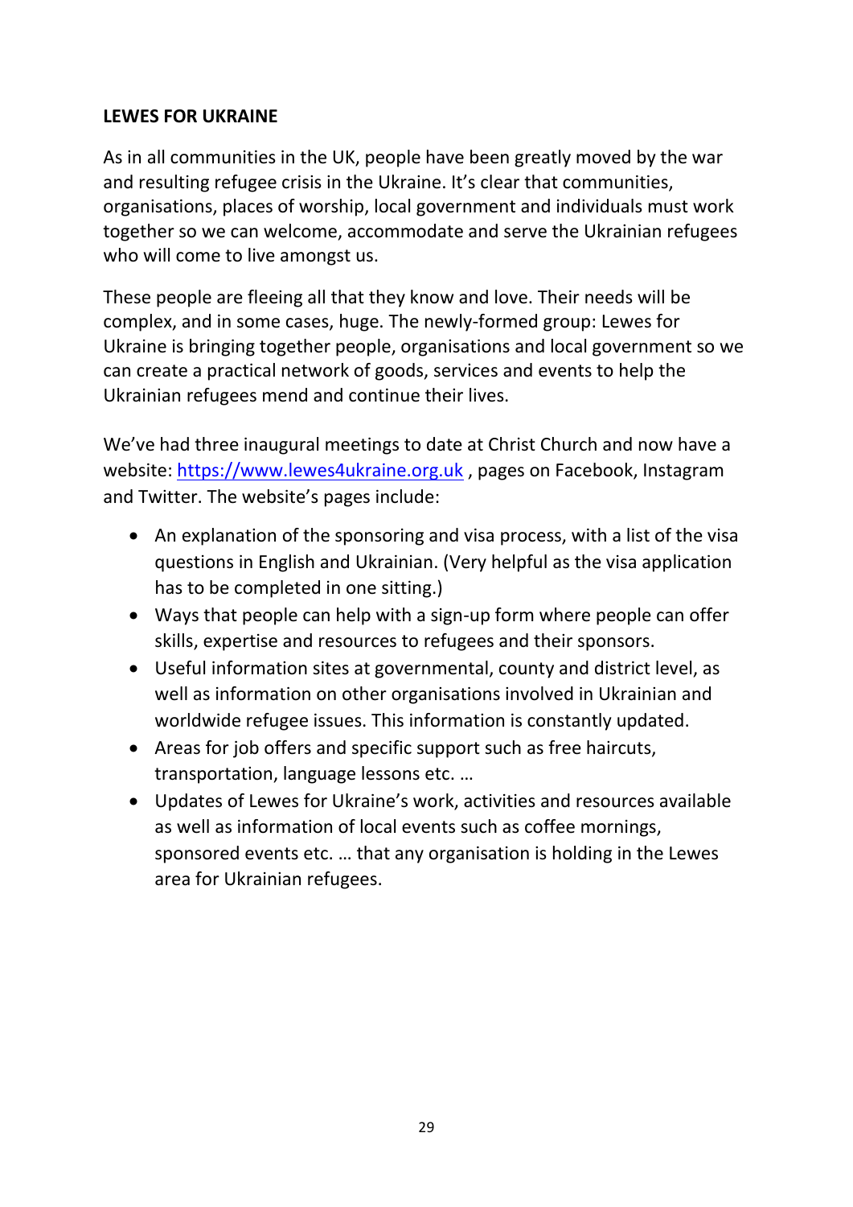**LEWES FOR UKRAINE**

As in all communities in the UK, people have been greatly moved by the war and resulting refugee crisis in the Ukraine. It's clear that communities, organisations, places of worship, local government and individuals must work together so we can welcome, accommodate and serve the Ukrainian refugees who will come to live amongst us.

These people are fleeing all that they know and love. Their needs will be complex, and in some cases, huge. The newly-formed group: Lewes for Ukraine is bringing together people, organisations and local government so we can create a practical network of goods, services and events to help the Ukrainian refugees mend and continue their lives.

We've had three inaugural meetings to date at Christ Church and now have a website: [https://www.lewes4ukraine.org.uk](https://www.lewes4ukraine.org.uk) , pages on Facebook, Instagram and Twitter. The website's pages include:

- An explanation of the sponsoring and visa process, with a list of the visa questions in English and Ukrainian. (Very helpful as the visa application has to be completed in one sitting.)
- Ways that people can help with a sign-up form where people can offer skills, expertise and resources to refugees and their sponsors.
- Useful information sites at governmental, county and district level, as well as information on other organisations involved in Ukrainian and worldwide refugee issues. This information is constantly updated.
- Areas for job offers and specific support such as free haircuts, transportation, language lessons etc. …
- Updates of Lewes for Ukraine's work, activities and resources available as well as information of local events such as coffee mornings, sponsored events etc. … that any organisation is holding in the Lewes area for Ukrainian refugees.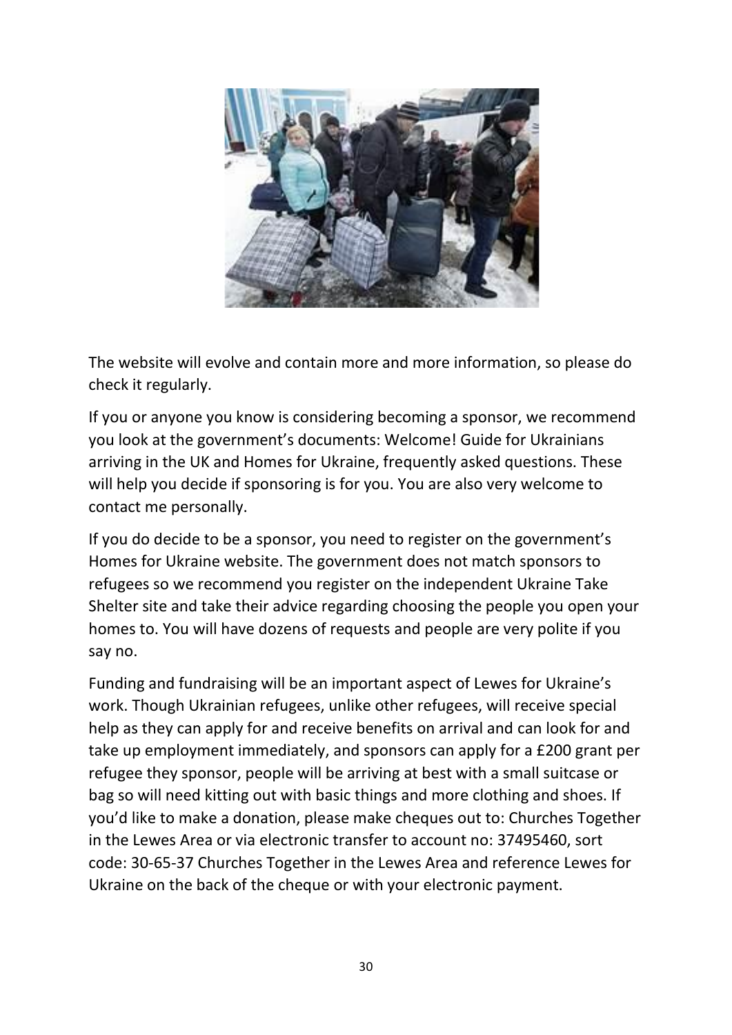The website will evolve and contain more and more information, so please do check it regularly.

If you or anyone you know is considering becoming a sponsor, we recommend you look at the government's documents: Welcome! Guide for Ukrainians arriving in the UK and Homes for Ukraine, frequently asked questions. These will help you decide if sponsoring is for you. You are also very welcome to contact me personally.

If you do decide to be a sponsor, you need to register on the government's Homes for Ukraine website. The government does not match sponsors to refugees so we recommend you register on the independent Ukraine Take Shelter site and take their advice regarding choosing the people you open your homes to. You will have dozens of requests and people are very polite if you say no.

Funding and fundraising will be an important aspect of Lewes for Ukraine's work. Though Ukrainian refugees, unlike other refugees, will receive special help as they can apply for and receive benefits on arrival and can look for and take up employment immediately, and sponsors can apply for a £200 grant per refugee they sponsor, people will be arriving at best with a small suitcase or bag so will need kitting out with basic things and more clothing and shoes. If you'd like to make a donation, please make cheques out to: Churches Together in the Lewes Area or via electronic transfer to account no: 37495460, sort code: 30-65-37 Churches Together in the Lewes Area and reference Lewes for Ukraine on the back of the cheque or with your electronic payment.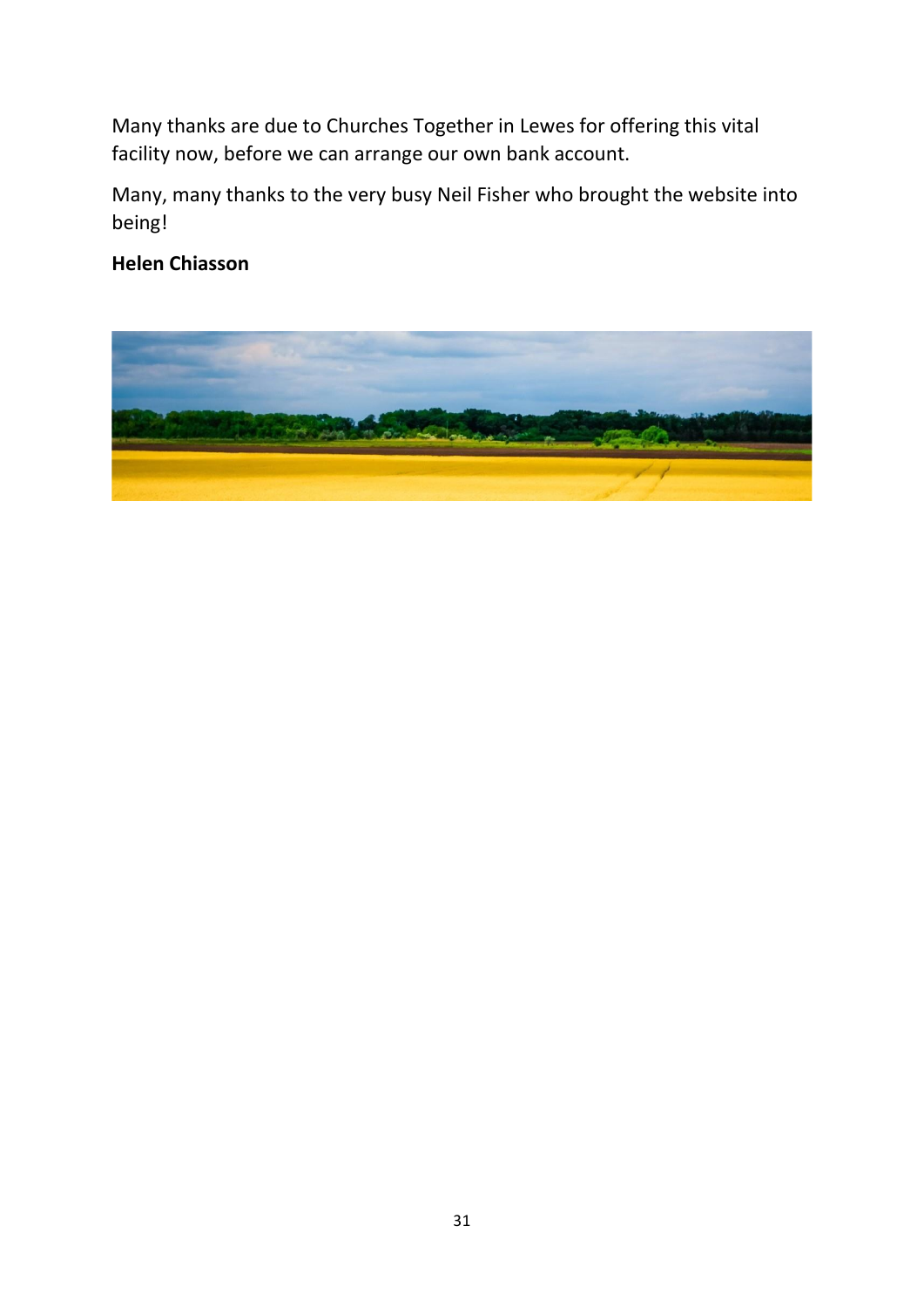Many thanks are due to Churches Together in Lewes for offering this vital facility now, before we can arrange our own bank account.

Many, many thanks to the very busy Neil Fisher who brought the website into being!

**Helen Chiasson**